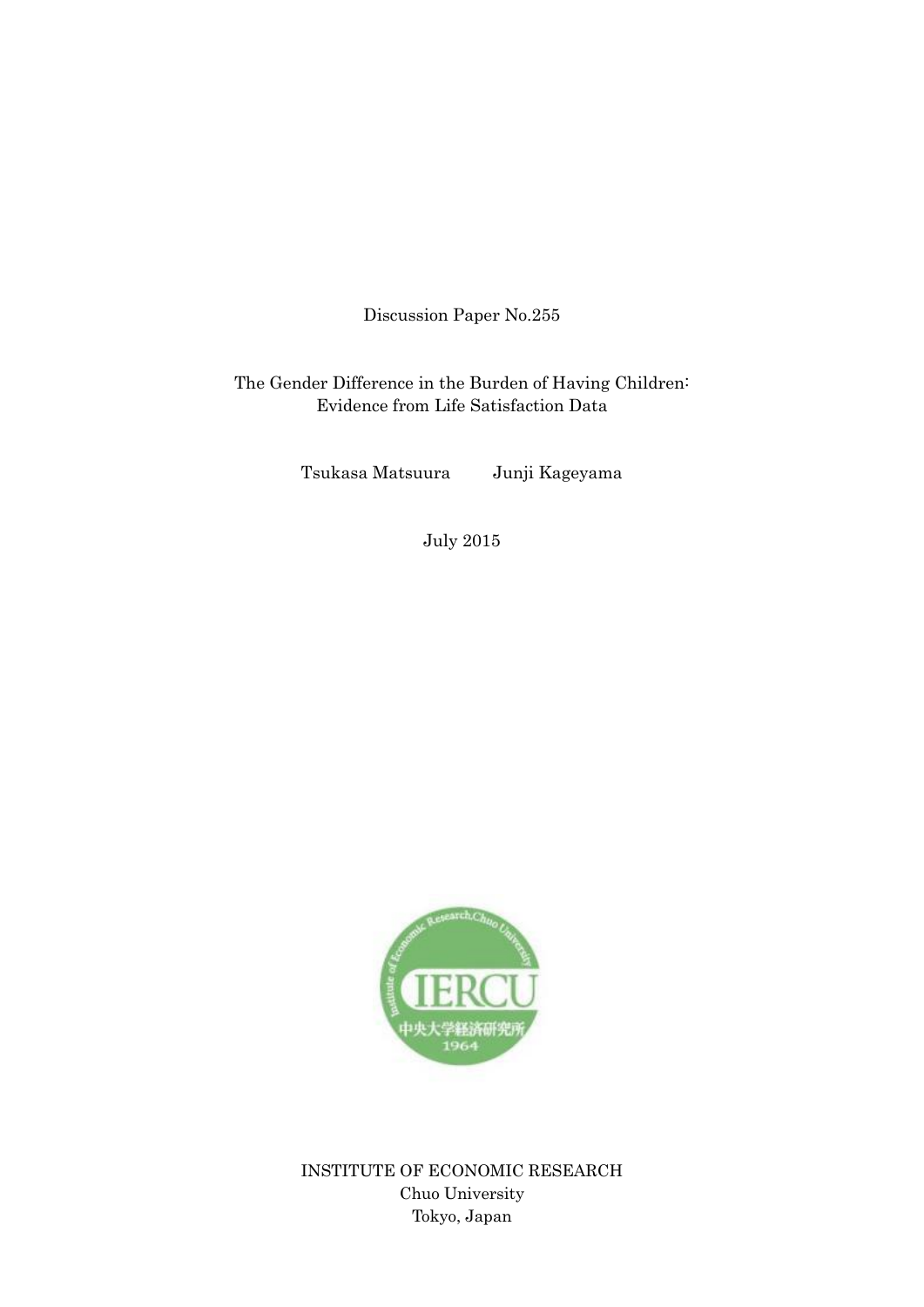Discussion Paper No.255

# The Gender Difference in the Burden of Having Children: Evidence from Life Satisfaction Data

Tsukasa Matsuura　　Junji Kageyama

July 2015

INSTITUTE OF ECONOMIC RESEARCH
Chuo University
Tokyo, Japan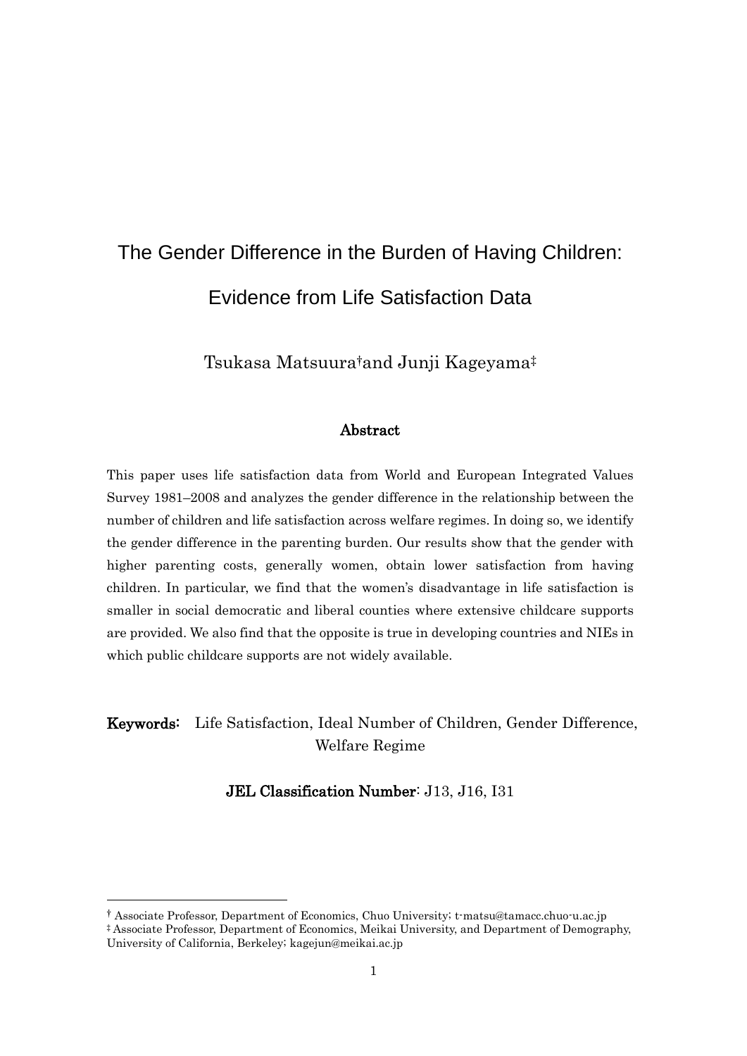# The Gender Difference in the Burden of Having Children: Evidence from Life Satisfaction Data

Tsukasa Matsuura[†] and Junji Kageyama[‡]

**Abstract**

This paper uses life satisfaction data from World and European Integrated Values Survey 1981–2008 and analyzes the gender difference in the relationship between the number of children and life satisfaction across welfare regimes. In doing so, we identify the gender difference in the parenting burden. Our results show that the gender with higher parenting costs, generally women, obtain lower satisfaction from having children. In particular, we find that the women's disadvantage in life satisfaction is smaller in social democratic and liberal counties where extensive childcare supports are provided. We also find that the opposite is true in developing countries and NIEs in which public childcare supports are not widely available.

**Keywords:** Life Satisfaction, Ideal Number of Children, Gender Difference, Welfare Regime

**JEL Classification Number**: J13, J16, I31

---

[†] Associate Professor, Department of Economics, Chuo University; t-matsu@tamacc.chuo-u.ac.jp

[‡] Associate Professor, Department of Economics, Meikai University, and Department of Demography, University of California, Berkeley; kagejun@meikai.ac.jp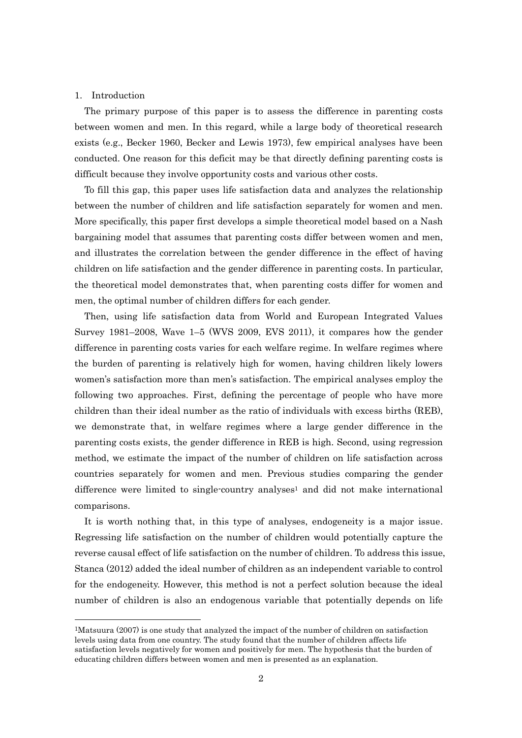## 1. Introduction

The primary purpose of this paper is to assess the difference in parenting costs between women and men. In this regard, while a large body of theoretical research exists (e.g., Becker 1960, Becker and Lewis 1973), few empirical analyses have been conducted. One reason for this deficit may be that directly defining parenting costs is difficult because they involve opportunity costs and various other costs.

To fill this gap, this paper uses life satisfaction data and analyzes the relationship between the number of children and life satisfaction separately for women and men. More specifically, this paper first develops a simple theoretical model based on a Nash bargaining model that assumes that parenting costs differ between women and men, and illustrates the correlation between the gender difference in the effect of having children on life satisfaction and the gender difference in parenting costs. In particular, the theoretical model demonstrates that, when parenting costs differ for women and men, the optimal number of children differs for each gender.

Then, using life satisfaction data from World and European Integrated Values Survey 1981–2008, Wave 1–5 (WVS 2009, EVS 2011), it compares how the gender difference in parenting costs varies for each welfare regime. In welfare regimes where the burden of parenting is relatively high for women, having children likely lowers women's satisfaction more than men's satisfaction. The empirical analyses employ the following two approaches. First, defining the percentage of people who have more children than their ideal number as the ratio of individuals with excess births (REB), we demonstrate that, in welfare regimes where a large gender difference in the parenting costs exists, the gender difference in REB is high. Second, using regression method, we estimate the impact of the number of children on life satisfaction across countries separately for women and men. Previous studies comparing the gender difference were limited to single-country analyses[1] and did not make international comparisons.

It is worth nothing that, in this type of analyses, endogeneity is a major issue. Regressing life satisfaction on the number of children would potentially capture the reverse causal effect of life satisfaction on the number of children. To address this issue, Stanca (2012) added the ideal number of children as an independent variable to control for the endogeneity. However, this method is not a perfect solution because the ideal number of children is also an endogenous variable that potentially depends on life

[1]Matsuura (2007) is one study that analyzed the impact of the number of children on satisfaction levels using data from one country. The study found that the number of children affects life satisfaction levels negatively for women and positively for men. The hypothesis that the burden of educating children differs between women and men is presented as an explanation.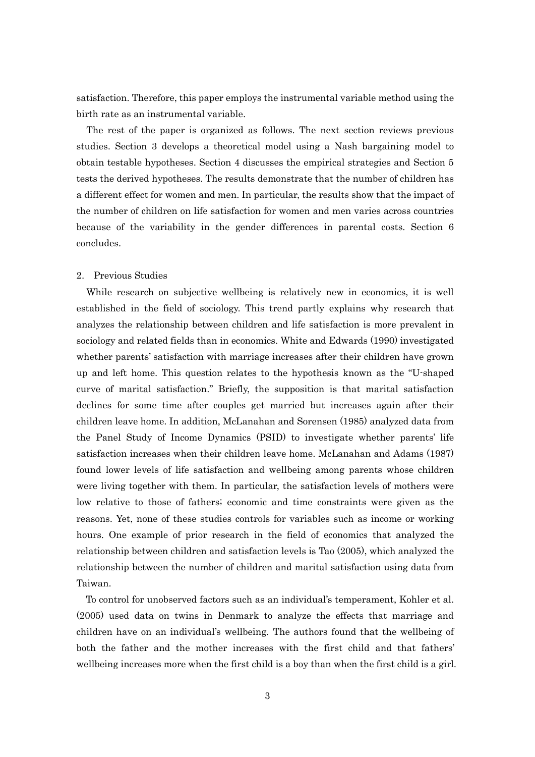satisfaction. Therefore, this paper employs the instrumental variable method using the birth rate as an instrumental variable.

The rest of the paper is organized as follows. The next section reviews previous studies. Section 3 develops a theoretical model using a Nash bargaining model to obtain testable hypotheses. Section 4 discusses the empirical strategies and Section 5 tests the derived hypotheses. The results demonstrate that the number of children has a different effect for women and men. In particular, the results show that the impact of the number of children on life satisfaction for women and men varies across countries because of the variability in the gender differences in parental costs. Section 6 concludes.

## 2. Previous Studies

While research on subjective wellbeing is relatively new in economics, it is well established in the field of sociology. This trend partly explains why research that analyzes the relationship between children and life satisfaction is more prevalent in sociology and related fields than in economics. White and Edwards (1990) investigated whether parents' satisfaction with marriage increases after their children have grown up and left home. This question relates to the hypothesis known as the "U-shaped curve of marital satisfaction." Briefly, the supposition is that marital satisfaction declines for some time after couples get married but increases again after their children leave home. In addition, McLanahan and Sorensen (1985) analyzed data from the Panel Study of Income Dynamics (PSID) to investigate whether parents' life satisfaction increases when their children leave home. McLanahan and Adams (1987) found lower levels of life satisfaction and wellbeing among parents whose children were living together with them. In particular, the satisfaction levels of mothers were low relative to those of fathers; economic and time constraints were given as the reasons. Yet, none of these studies controls for variables such as income or working hours. One example of prior research in the field of economics that analyzed the relationship between children and satisfaction levels is Tao (2005), which analyzed the relationship between the number of children and marital satisfaction using data from Taiwan.

To control for unobserved factors such as an individual's temperament, Kohler et al. (2005) used data on twins in Denmark to analyze the effects that marriage and children have on an individual's wellbeing. The authors found that the wellbeing of both the father and the mother increases with the first child and that fathers' wellbeing increases more when the first child is a boy than when the first child is a girl.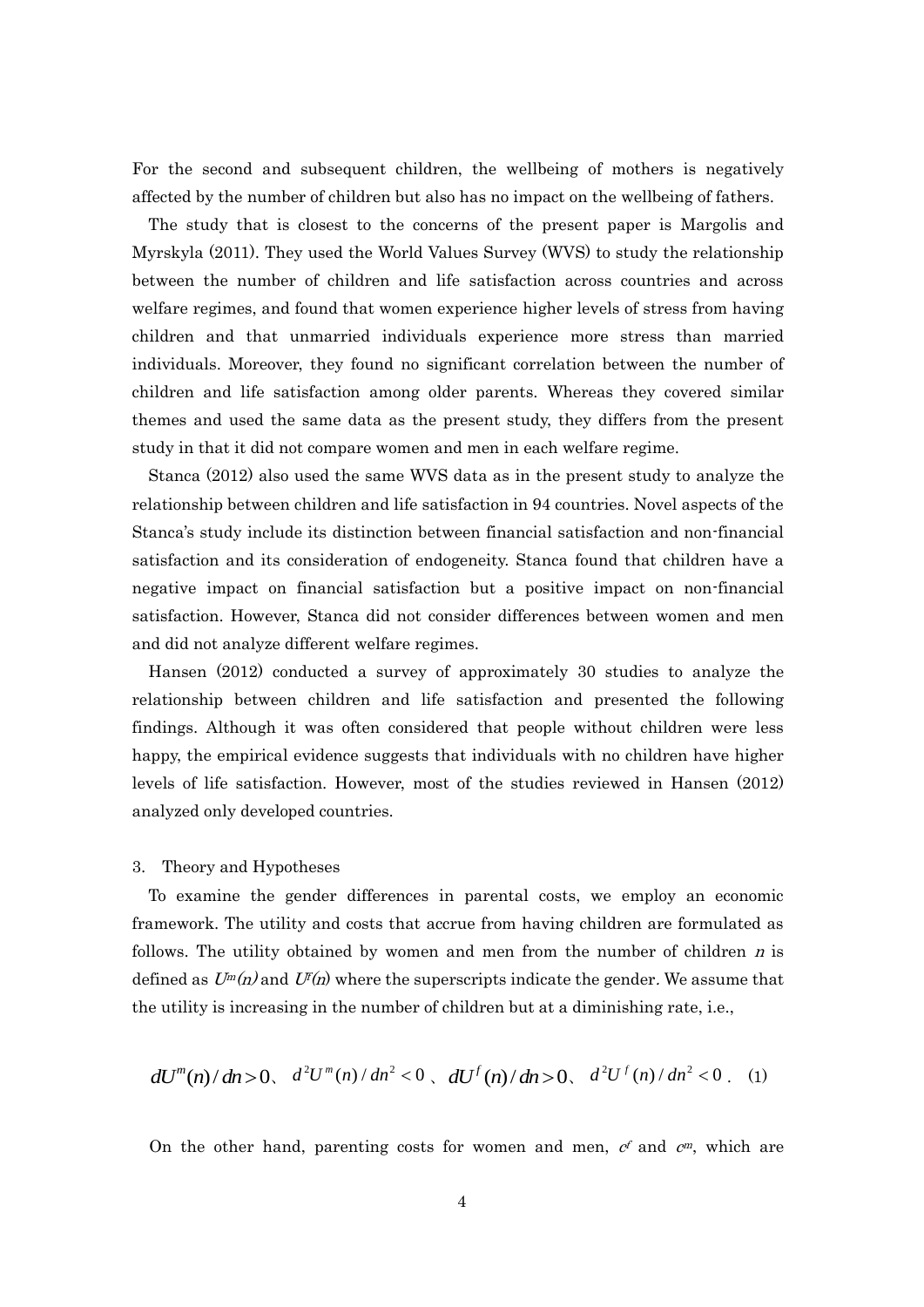For the second and subsequent children, the wellbeing of mothers is negatively affected by the number of children but also has no impact on the wellbeing of fathers.

The study that is closest to the concerns of the present paper is Margolis and Myrskyla (2011). They used the World Values Survey (WVS) to study the relationship between the number of children and life satisfaction across countries and across welfare regimes, and found that women experience higher levels of stress from having children and that unmarried individuals experience more stress than married individuals. Moreover, they found no significant correlation between the number of children and life satisfaction among older parents. Whereas they covered similar themes and used the same data as the present study, they differs from the present study in that it did not compare women and men in each welfare regime.

Stanca (2012) also used the same WVS data as in the present study to analyze the relationship between children and life satisfaction in 94 countries. Novel aspects of the Stanca's study include its distinction between financial satisfaction and non-financial satisfaction and its consideration of endogeneity. Stanca found that children have a negative impact on financial satisfaction but a positive impact on non-financial satisfaction. However, Stanca did not consider differences between women and men and did not analyze different welfare regimes.

Hansen (2012) conducted a survey of approximately 30 studies to analyze the relationship between children and life satisfaction and presented the following findings. Although it was often considered that people without children were less happy, the empirical evidence suggests that individuals with no children have higher levels of life satisfaction. However, most of the studies reviewed in Hansen (2012) analyzed only developed countries.

## 3. Theory and Hypotheses

To examine the gender differences in parental costs, we employ an economic framework. The utility and costs that accrue from having children are formulated as follows. The utility obtained by women and men from the number of children $n$ is defined as $U^m(n)$ and $U^f(n)$ where the superscripts indicate the gender. We assume that the utility is increasing in the number of children but at a diminishing rate, i.e.,

$$dU^m(n)/dn > 0、 \; d^2U^m(n)/dn^2 < 0 \; 、 dU^f(n)/dn > 0、 \; d^2U^f(n)/dn^2 < 0 \; . \quad (1)$$

On the other hand, parenting costs for women and men, $c^f$ and $c^m$, which are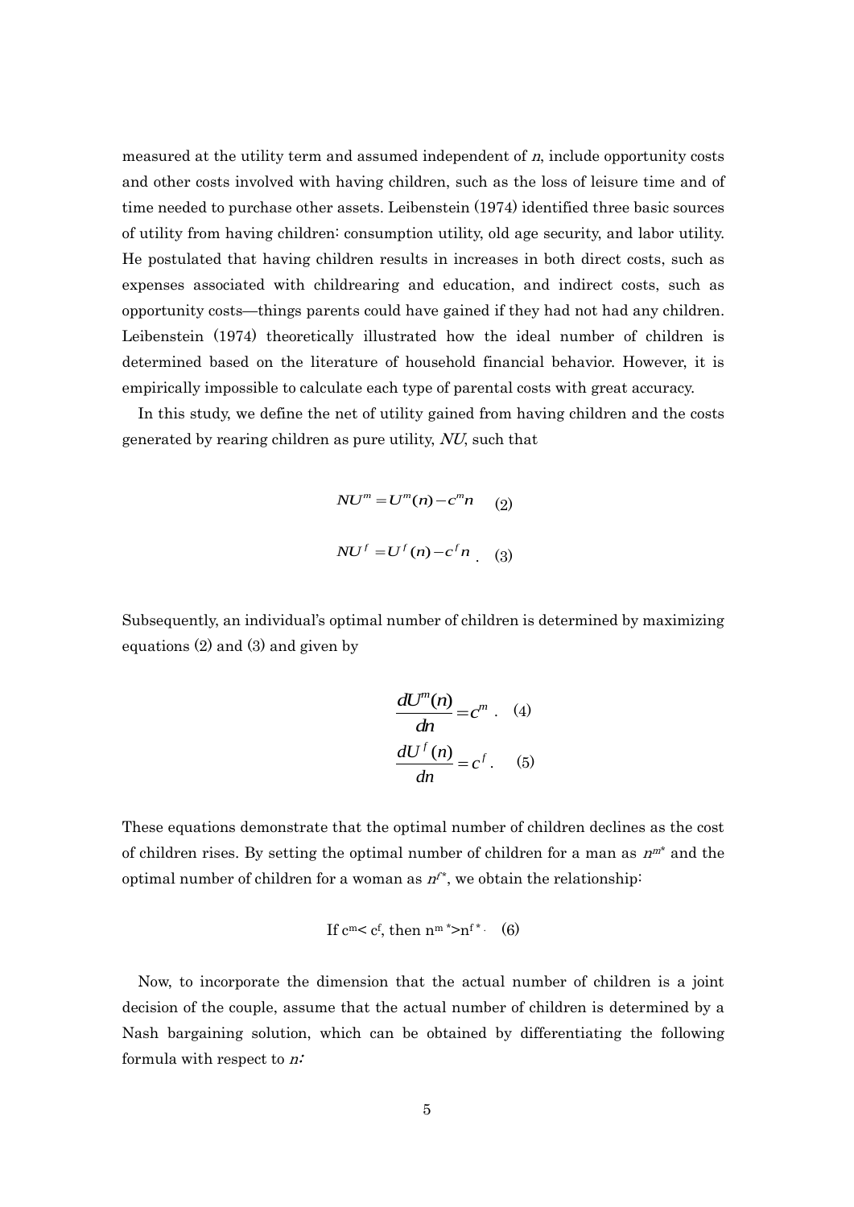measured at the utility term and assumed independent of $n$, include opportunity costs and other costs involved with having children, such as the loss of leisure time and of time needed to purchase other assets. Leibenstein (1974) identified three basic sources of utility from having children: consumption utility, old age security, and labor utility. He postulated that having children results in increases in both direct costs, such as expenses associated with childrearing and education, and indirect costs, such as opportunity costs—things parents could have gained if they had not had any children. Leibenstein (1974) theoretically illustrated how the ideal number of children is determined based on the literature of household financial behavior. However, it is empirically impossible to calculate each type of parental costs with great accuracy.

In this study, we define the net of utility gained from having children and the costs generated by rearing children as pure utility, $NU$, such that

$$NU^m = U^m(n) - c^m n \quad (2)$$

$$NU^f = U^f(n) - c^f n \,. \quad (3)$$

Subsequently, an individual's optimal number of children is determined by maximizing equations (2) and (3) and given by

$$\frac{dU^m(n)}{dn} = c^m \,. \quad (4)$$

$$\frac{dU^f(n)}{dn} = c^f \,. \quad (5)$$

These equations demonstrate that the optimal number of children declines as the cost of children rises. By setting the optimal number of children for a man as $n^{m*}$ and the optimal number of children for a woman as $n^{f*}$, we obtain the relationship:

$$\text{If } c^m < c^f, \text{ then } n^{m*} > n^{f*}. \quad (6)$$

Now, to incorporate the dimension that the actual number of children is a joint decision of the couple, assume that the actual number of children is determined by a Nash bargaining solution, which can be obtained by differentiating the following formula with respect to $n$: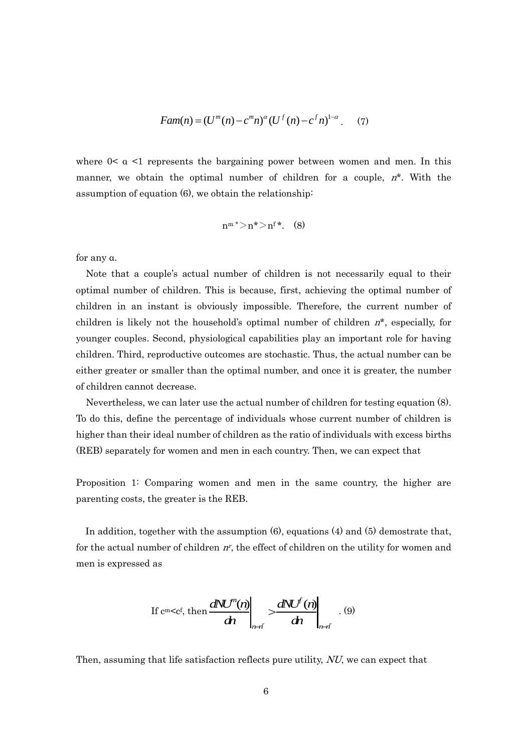$$Fam(n) = (U^m(n) - c^m n)^{\alpha} (U^f(n) - c^f n)^{1-\alpha} . \quad (7)$$

where $0< \alpha <1$ represents the bargaining power between women and men. In this manner, we obtain the optimal number of children for a couple, $n^*$. With the assumption of equation (6), we obtain the relationship:

$$n^{m*} > n^* > n^{f*}. \quad (8)$$

for any α.

Note that a couple's actual number of children is not necessarily equal to their optimal number of children. This is because, first, achieving the optimal number of children in an instant is obviously impossible. Therefore, the current number of children is likely not the household's optimal number of children $n^*$, especially, for younger couples. Second, physiological capabilities play an important role for having children. Third, reproductive outcomes are stochastic. Thus, the actual number can be either greater or smaller than the optimal number, and once it is greater, the number of children cannot decrease.

Nevertheless, we can later use the actual number of children for testing equation (8). To do this, define the percentage of individuals whose current number of children is higher than their ideal number of children as the ratio of individuals with excess births (REB) separately for women and men in each country. Then, we can expect that

Proposition 1: Comparing women and men in the same country, the higher are parenting costs, the greater is the REB.

In addition, together with the assumption (6), equations (4) and (5) demostrate that, for the actual number of children $n^r$, the effect of children on the utility for women and men is expressed as

$$\text{If } c^m < c^f \text{, then } \left. \frac{dNU^m(n)}{dn} \right|_{n=n^r} > \left. \frac{dNU^f(n)}{dn} \right|_{n=n^r} . \quad (9)$$

Then, assuming that life satisfaction reflects pure utility, $NU$, we can expect that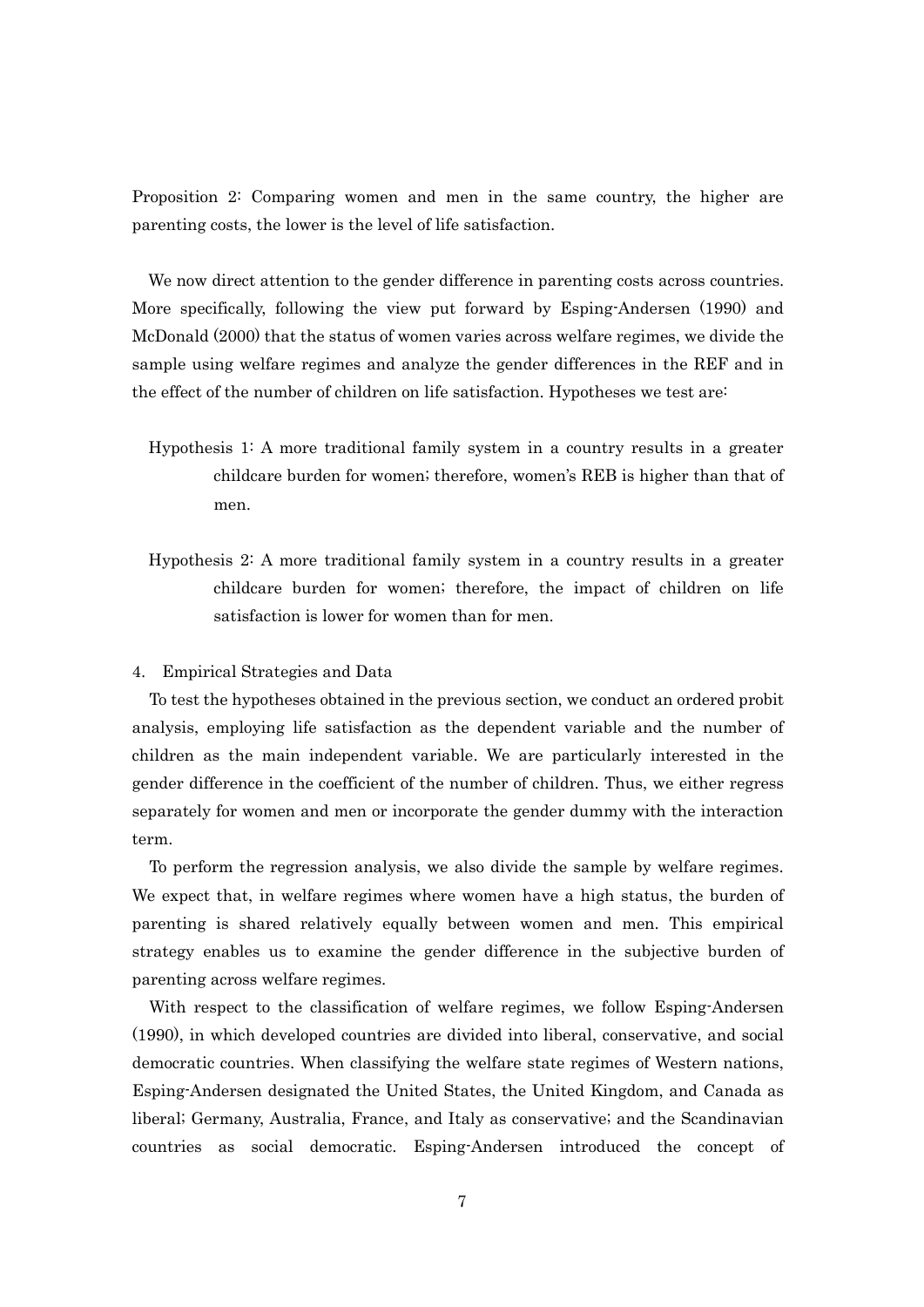Proposition 2: Comparing women and men in the same country, the higher are parenting costs, the lower is the level of life satisfaction.

We now direct attention to the gender difference in parenting costs across countries. More specifically, following the view put forward by Esping-Andersen (1990) and McDonald (2000) that the status of women varies across welfare regimes, we divide the sample using welfare regimes and analyze the gender differences in the REF and in the effect of the number of children on life satisfaction. Hypotheses we test are:

Hypothesis 1: A more traditional family system in a country results in a greater childcare burden for women; therefore, women's REB is higher than that of men.

Hypothesis 2: A more traditional family system in a country results in a greater childcare burden for women; therefore, the impact of children on life satisfaction is lower for women than for men.

## 4. Empirical Strategies and Data

To test the hypotheses obtained in the previous section, we conduct an ordered probit analysis, employing life satisfaction as the dependent variable and the number of children as the main independent variable. We are particularly interested in the gender difference in the coefficient of the number of children. Thus, we either regress separately for women and men or incorporate the gender dummy with the interaction term.

To perform the regression analysis, we also divide the sample by welfare regimes. We expect that, in welfare regimes where women have a high status, the burden of parenting is shared relatively equally between women and men. This empirical strategy enables us to examine the gender difference in the subjective burden of parenting across welfare regimes.

With respect to the classification of welfare regimes, we follow Esping-Andersen (1990), in which developed countries are divided into liberal, conservative, and social democratic countries. When classifying the welfare state regimes of Western nations, Esping-Andersen designated the United States, the United Kingdom, and Canada as liberal; Germany, Australia, France, and Italy as conservative; and the Scandinavian countries as social democratic. Esping-Andersen introduced the concept of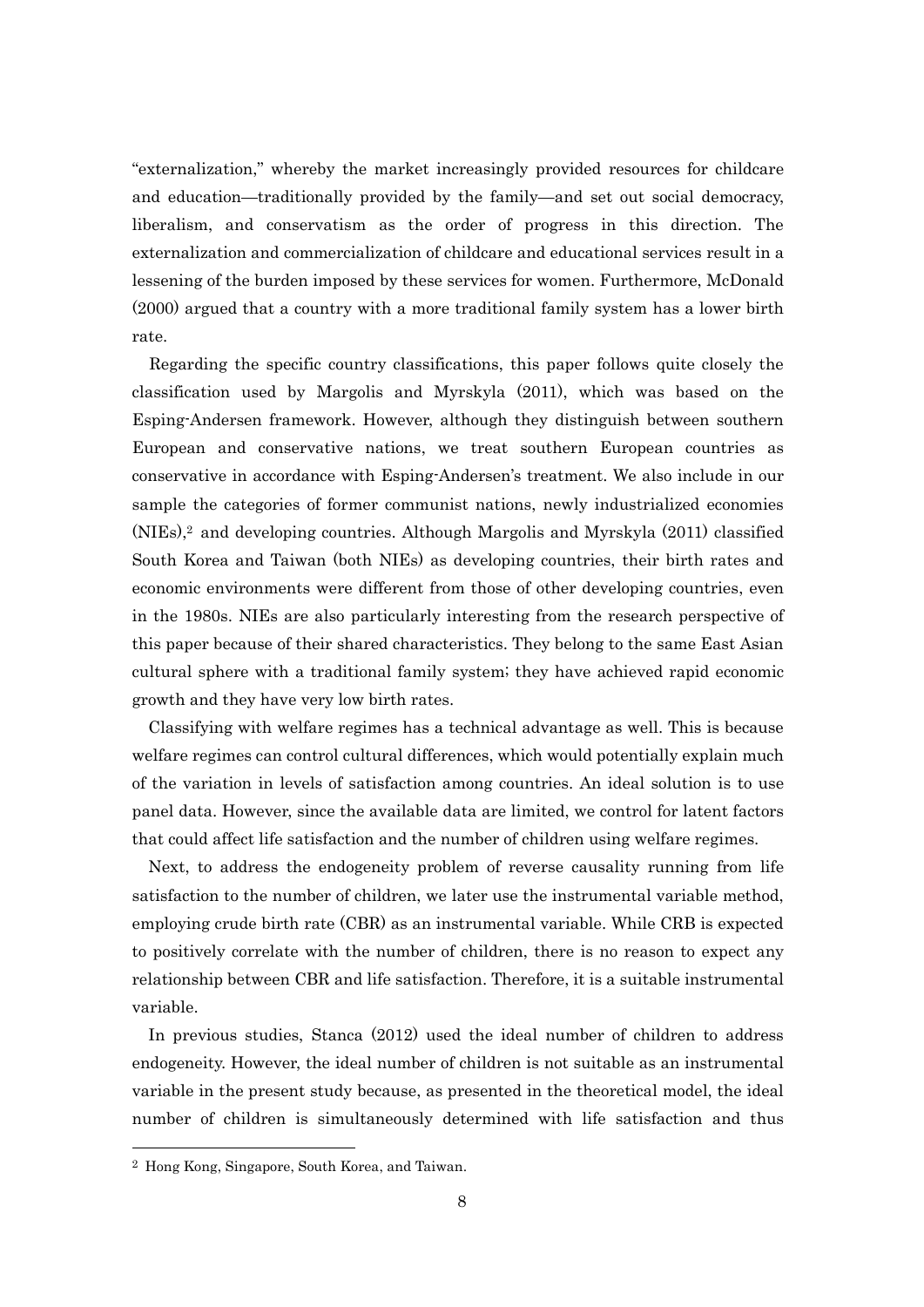"externalization," whereby the market increasingly provided resources for childcare and education—traditionally provided by the family—and set out social democracy, liberalism, and conservatism as the order of progress in this direction. The externalization and commercialization of childcare and educational services result in a lessening of the burden imposed by these services for women. Furthermore, McDonald (2000) argued that a country with a more traditional family system has a lower birth rate.

Regarding the specific country classifications, this paper follows quite closely the classification used by Margolis and Myrskyla (2011), which was based on the Esping-Andersen framework. However, although they distinguish between southern European and conservative nations, we treat southern European countries as conservative in accordance with Esping-Andersen's treatment. We also include in our sample the categories of former communist nations, newly industrialized economies (NIEs),[2] and developing countries. Although Margolis and Myrskyla (2011) classified South Korea and Taiwan (both NIEs) as developing countries, their birth rates and economic environments were different from those of other developing countries, even in the 1980s. NIEs are also particularly interesting from the research perspective of this paper because of their shared characteristics. They belong to the same East Asian cultural sphere with a traditional family system; they have achieved rapid economic growth and they have very low birth rates.

Classifying with welfare regimes has a technical advantage as well. This is because welfare regimes can control cultural differences, which would potentially explain much of the variation in levels of satisfaction among countries. An ideal solution is to use panel data. However, since the available data are limited, we control for latent factors that could affect life satisfaction and the number of children using welfare regimes.

Next, to address the endogeneity problem of reverse causality running from life satisfaction to the number of children, we later use the instrumental variable method, employing crude birth rate (CBR) as an instrumental variable. While CRB is expected to positively correlate with the number of children, there is no reason to expect any relationship between CBR and life satisfaction. Therefore, it is a suitable instrumental variable.

In previous studies, Stanca (2012) used the ideal number of children to address endogeneity. However, the ideal number of children is not suitable as an instrumental variable in the present study because, as presented in the theoretical model, the ideal number of children is simultaneously determined with life satisfaction and thus

[2] Hong Kong, Singapore, South Korea, and Taiwan.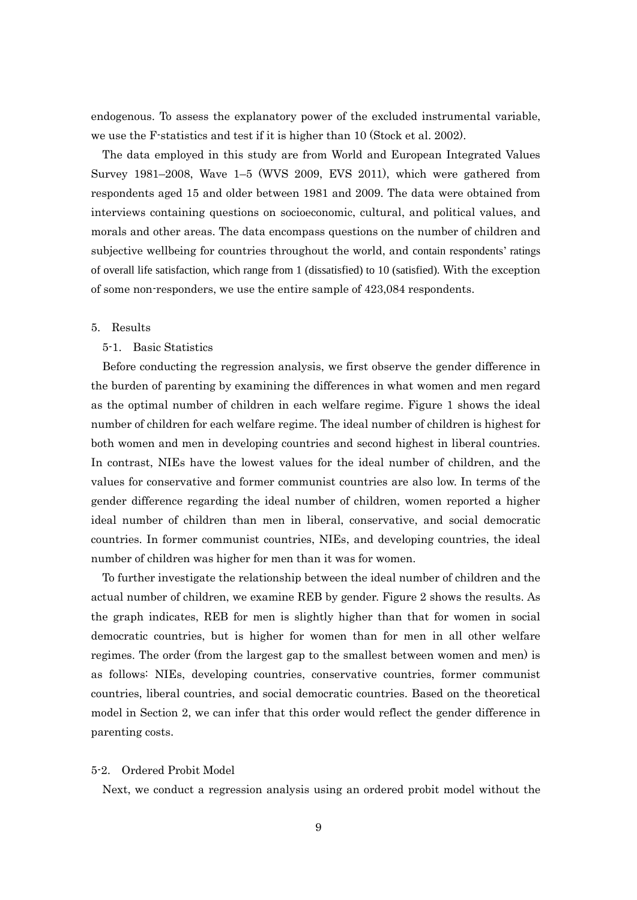endogenous. To assess the explanatory power of the excluded instrumental variable, we use the F-statistics and test if it is higher than 10 (Stock et al. 2002).

The data employed in this study are from World and European Integrated Values Survey 1981–2008, Wave 1–5 (WVS 2009, EVS 2011), which were gathered from respondents aged 15 and older between 1981 and 2009. The data were obtained from interviews containing questions on socioeconomic, cultural, and political values, and morals and other areas. The data encompass questions on the number of children and subjective wellbeing for countries throughout the world, and contain respondents' ratings of overall life satisfaction, which range from 1 (dissatisfied) to 10 (satisfied). With the exception of some non-responders, we use the entire sample of 423,084 respondents.

## 5. Results

### 5-1. Basic Statistics

Before conducting the regression analysis, we first observe the gender difference in the burden of parenting by examining the differences in what women and men regard as the optimal number of children in each welfare regime. Figure 1 shows the ideal number of children for each welfare regime. The ideal number of children is highest for both women and men in developing countries and second highest in liberal countries. In contrast, NIEs have the lowest values for the ideal number of children, and the values for conservative and former communist countries are also low. In terms of the gender difference regarding the ideal number of children, women reported a higher ideal number of children than men in liberal, conservative, and social democratic countries. In former communist countries, NIEs, and developing countries, the ideal number of children was higher for men than it was for women.

To further investigate the relationship between the ideal number of children and the actual number of children, we examine REB by gender. Figure 2 shows the results. As the graph indicates, REB for men is slightly higher than that for women in social democratic countries, but is higher for women than for men in all other welfare regimes. The order (from the largest gap to the smallest between women and men) is as follows: NIEs, developing countries, conservative countries, former communist countries, liberal countries, and social democratic countries. Based on the theoretical model in Section 2, we can infer that this order would reflect the gender difference in parenting costs.

### 5-2. Ordered Probit Model

Next, we conduct a regression analysis using an ordered probit model without the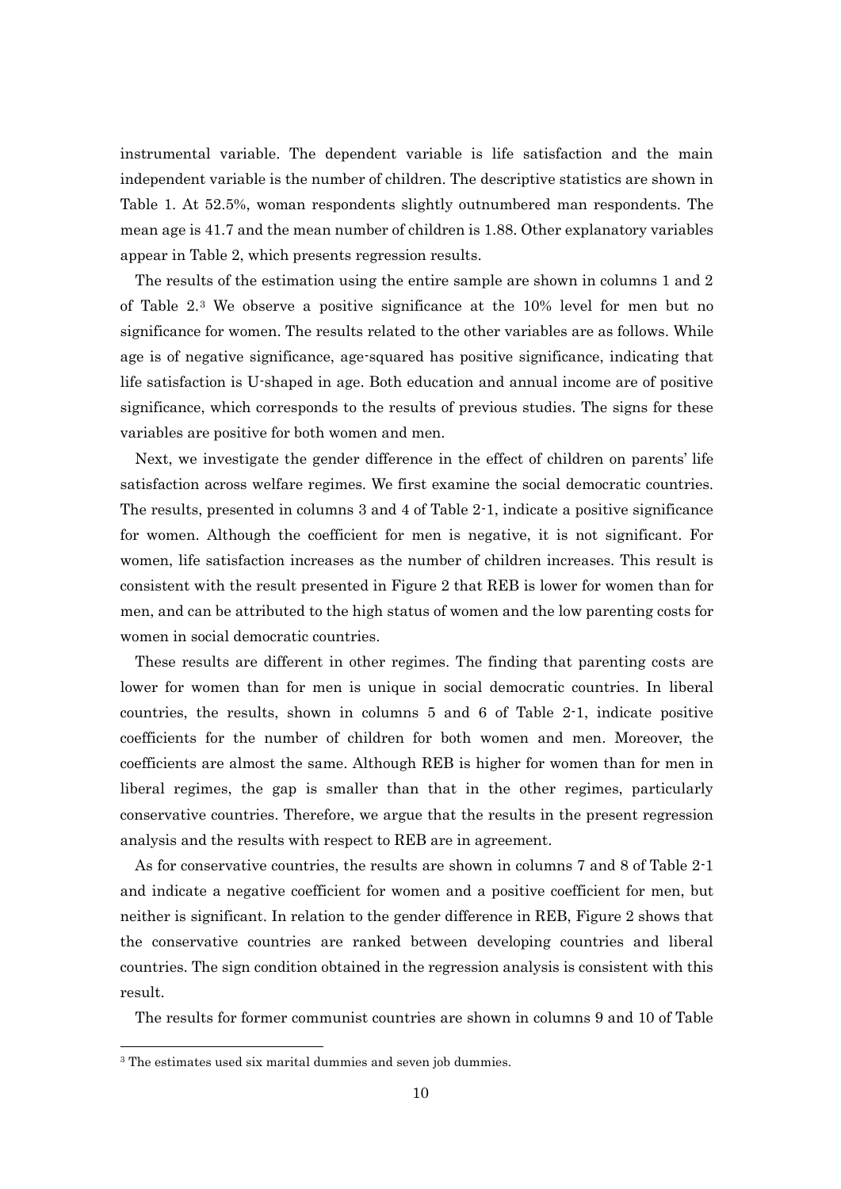instrumental variable. The dependent variable is life satisfaction and the main independent variable is the number of children. The descriptive statistics are shown in Table 1. At 52.5%, woman respondents slightly outnumbered man respondents. The mean age is 41.7 and the mean number of children is 1.88. Other explanatory variables appear in Table 2, which presents regression results.

The results of the estimation using the entire sample are shown in columns 1 and 2 of Table 2.[3] We observe a positive significance at the 10% level for men but no significance for women. The results related to the other variables are as follows. While age is of negative significance, age-squared has positive significance, indicating that life satisfaction is U-shaped in age. Both education and annual income are of positive significance, which corresponds to the results of previous studies. The signs for these variables are positive for both women and men.

Next, we investigate the gender difference in the effect of children on parents' life satisfaction across welfare regimes. We first examine the social democratic countries. The results, presented in columns 3 and 4 of Table 2-1, indicate a positive significance for women. Although the coefficient for men is negative, it is not significant. For women, life satisfaction increases as the number of children increases. This result is consistent with the result presented in Figure 2 that REB is lower for women than for men, and can be attributed to the high status of women and the low parenting costs for women in social democratic countries.

These results are different in other regimes. The finding that parenting costs are lower for women than for men is unique in social democratic countries. In liberal countries, the results, shown in columns 5 and 6 of Table 2-1, indicate positive coefficients for the number of children for both women and men. Moreover, the coefficients are almost the same. Although REB is higher for women than for men in liberal regimes, the gap is smaller than that in the other regimes, particularly conservative countries. Therefore, we argue that the results in the present regression analysis and the results with respect to REB are in agreement.

As for conservative countries, the results are shown in columns 7 and 8 of Table 2-1 and indicate a negative coefficient for women and a positive coefficient for men, but neither is significant. In relation to the gender difference in REB, Figure 2 shows that the conservative countries are ranked between developing countries and liberal countries. The sign condition obtained in the regression analysis is consistent with this result.

The results for former communist countries are shown in columns 9 and 10 of Table

[3] The estimates used six marital dummies and seven job dummies.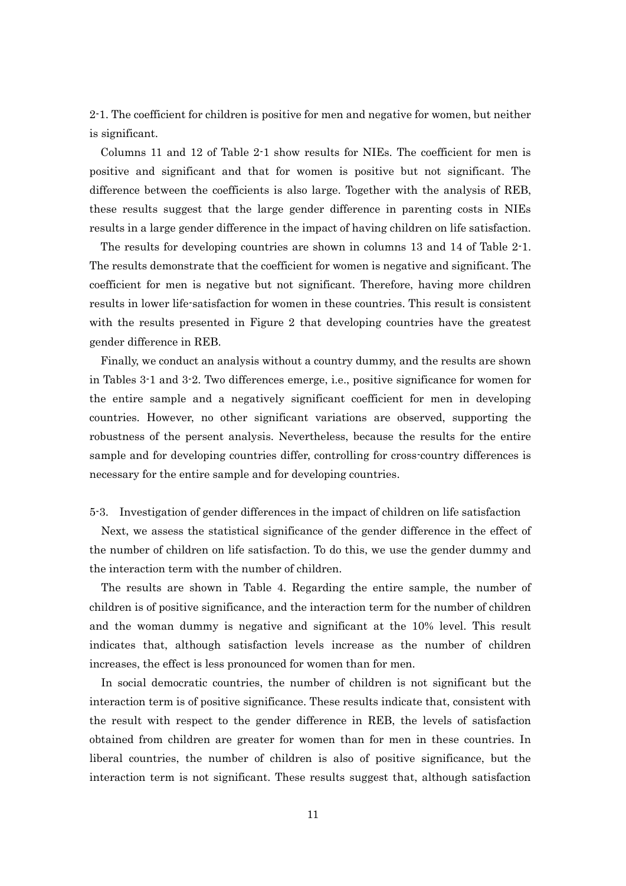2-1. The coefficient for children is positive for men and negative for women, but neither is significant.

Columns 11 and 12 of Table 2-1 show results for NIEs. The coefficient for men is positive and significant and that for women is positive but not significant. The difference between the coefficients is also large. Together with the analysis of REB, these results suggest that the large gender difference in parenting costs in NIEs results in a large gender difference in the impact of having children on life satisfaction.

The results for developing countries are shown in columns 13 and 14 of Table 2-1. The results demonstrate that the coefficient for women is negative and significant. The coefficient for men is negative but not significant. Therefore, having more children results in lower life-satisfaction for women in these countries. This result is consistent with the results presented in Figure 2 that developing countries have the greatest gender difference in REB.

Finally, we conduct an analysis without a country dummy, and the results are shown in Tables 3-1 and 3-2. Two differences emerge, i.e., positive significance for women for the entire sample and a negatively significant coefficient for men in developing countries. However, no other significant variations are observed, supporting the robustness of the persent analysis. Nevertheless, because the results for the entire sample and for developing countries differ, controlling for cross-country differences is necessary for the entire sample and for developing countries.

5-3. Investigation of gender differences in the impact of children on life satisfaction

Next, we assess the statistical significance of the gender difference in the effect of the number of children on life satisfaction. To do this, we use the gender dummy and the interaction term with the number of children.

The results are shown in Table 4. Regarding the entire sample, the number of children is of positive significance, and the interaction term for the number of children and the woman dummy is negative and significant at the 10% level. This result indicates that, although satisfaction levels increase as the number of children increases, the effect is less pronounced for women than for men.

In social democratic countries, the number of children is not significant but the interaction term is of positive significance. These results indicate that, consistent with the result with respect to the gender difference in REB, the levels of satisfaction obtained from children are greater for women than for men in these countries. In liberal countries, the number of children is also of positive significance, but the interaction term is not significant. These results suggest that, although satisfaction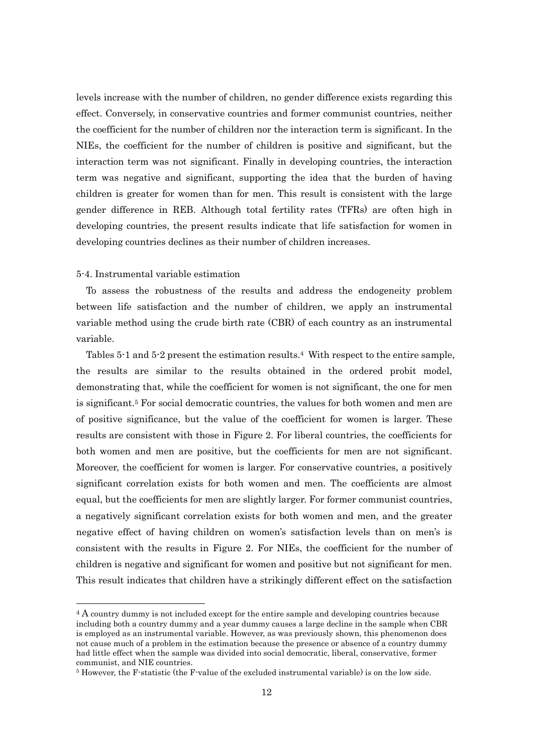levels increase with the number of children, no gender difference exists regarding this effect. Conversely, in conservative countries and former communist countries, neither the coefficient for the number of children nor the interaction term is significant. In the NIEs, the coefficient for the number of children is positive and significant, but the interaction term was not significant. Finally in developing countries, the interaction term was negative and significant, supporting the idea that the burden of having children is greater for women than for men. This result is consistent with the large gender difference in REB. Although total fertility rates (TFRs) are often high in developing countries, the present results indicate that life satisfaction for women in developing countries declines as their number of children increases.

### 5-4. Instrumental variable estimation

To assess the robustness of the results and address the endogeneity problem between life satisfaction and the number of children, we apply an instrumental variable method using the crude birth rate (CBR) of each country as an instrumental variable.

Tables 5-1 and 5-2 present the estimation results.[4] With respect to the entire sample, the results are similar to the results obtained in the ordered probit model, demonstrating that, while the coefficient for women is not significant, the one for men is significant.[5] For social democratic countries, the values for both women and men are of positive significance, but the value of the coefficient for women is larger. These results are consistent with those in Figure 2. For liberal countries, the coefficients for both women and men are positive, but the coefficients for men are not significant. Moreover, the coefficient for women is larger. For conservative countries, a positively significant correlation exists for both women and men. The coefficients are almost equal, but the coefficients for men are slightly larger. For former communist countries, a negatively significant correlation exists for both women and men, and the greater negative effect of having children on women's satisfaction levels than on men's is consistent with the results in Figure 2. For NIEs, the coefficient for the number of children is negative and significant for women and positive but not significant for men. This result indicates that children have a strikingly different effect on the satisfaction

[4] A country dummy is not included except for the entire sample and developing countries because including both a country dummy and a year dummy causes a large decline in the sample when CBR is employed as an instrumental variable. However, as was previously shown, this phenomenon does not cause much of a problem in the estimation because the presence or absence of a country dummy had little effect when the sample was divided into social democratic, liberal, conservative, former communist, and NIE countries.

[5] However, the F-statistic (the F-value of the excluded instrumental variable) is on the low side.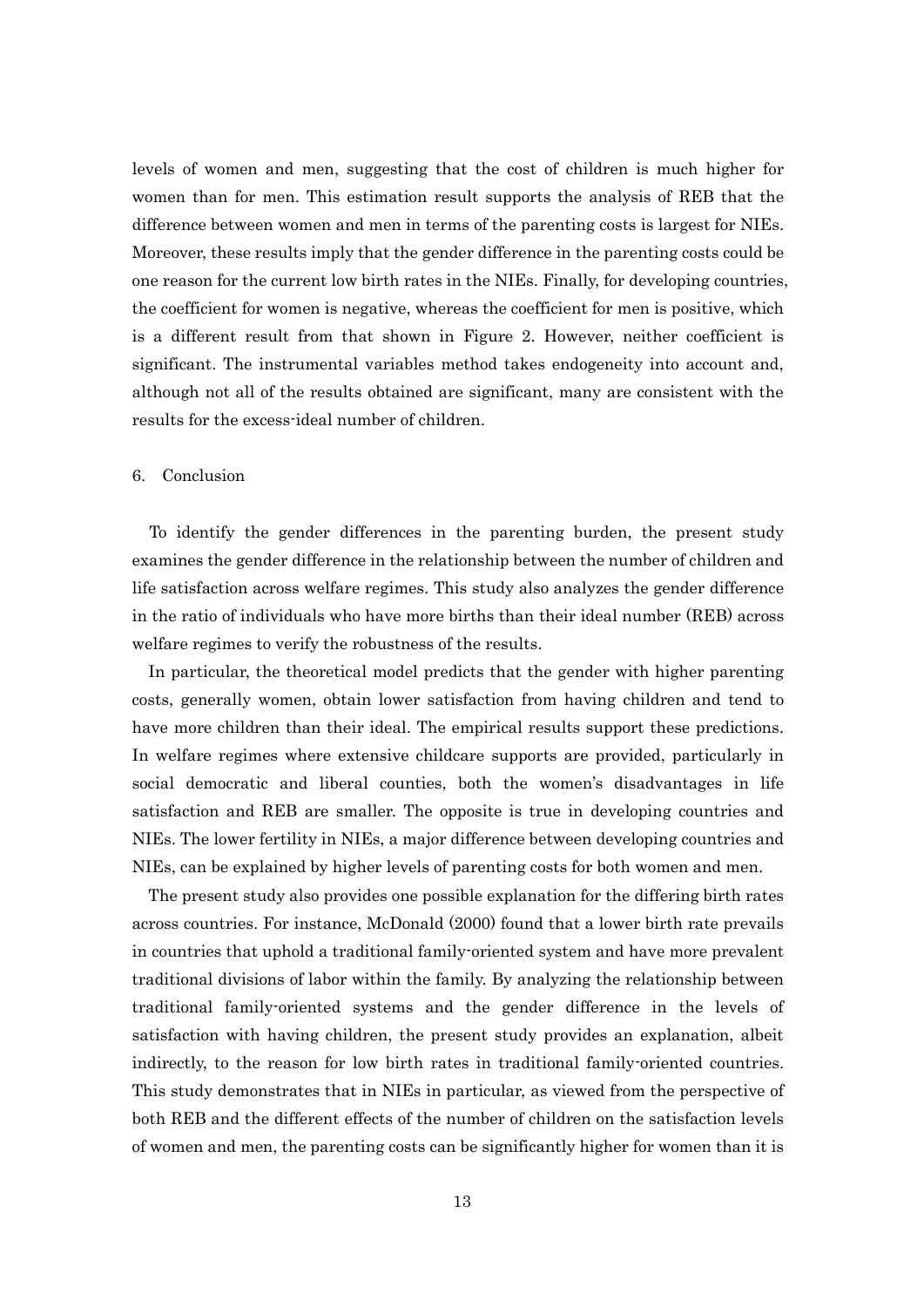levels of women and men, suggesting that the cost of children is much higher for women than for men. This estimation result supports the analysis of REB that the difference between women and men in terms of the parenting costs is largest for NIEs. Moreover, these results imply that the gender difference in the parenting costs could be one reason for the current low birth rates in the NIEs. Finally, for developing countries, the coefficient for women is negative, whereas the coefficient for men is positive, which is a different result from that shown in Figure 2. However, neither coefficient is significant. The instrumental variables method takes endogeneity into account and, although not all of the results obtained are significant, many are consistent with the results for the excess-ideal number of children.

## 6. Conclusion

To identify the gender differences in the parenting burden, the present study examines the gender difference in the relationship between the number of children and life satisfaction across welfare regimes. This study also analyzes the gender difference in the ratio of individuals who have more births than their ideal number (REB) across welfare regimes to verify the robustness of the results.

In particular, the theoretical model predicts that the gender with higher parenting costs, generally women, obtain lower satisfaction from having children and tend to have more children than their ideal. The empirical results support these predictions. In welfare regimes where extensive childcare supports are provided, particularly in social democratic and liberal counties, both the women's disadvantages in life satisfaction and REB are smaller. The opposite is true in developing countries and NIEs. The lower fertility in NIEs, a major difference between developing countries and NIEs, can be explained by higher levels of parenting costs for both women and men.

The present study also provides one possible explanation for the differing birth rates across countries. For instance, McDonald (2000) found that a lower birth rate prevails in countries that uphold a traditional family-oriented system and have more prevalent traditional divisions of labor within the family. By analyzing the relationship between traditional family-oriented systems and the gender difference in the levels of satisfaction with having children, the present study provides an explanation, albeit indirectly, to the reason for low birth rates in traditional family-oriented countries. This study demonstrates that in NIEs in particular, as viewed from the perspective of both REB and the different effects of the number of children on the satisfaction levels of women and men, the parenting costs can be significantly higher for women than it is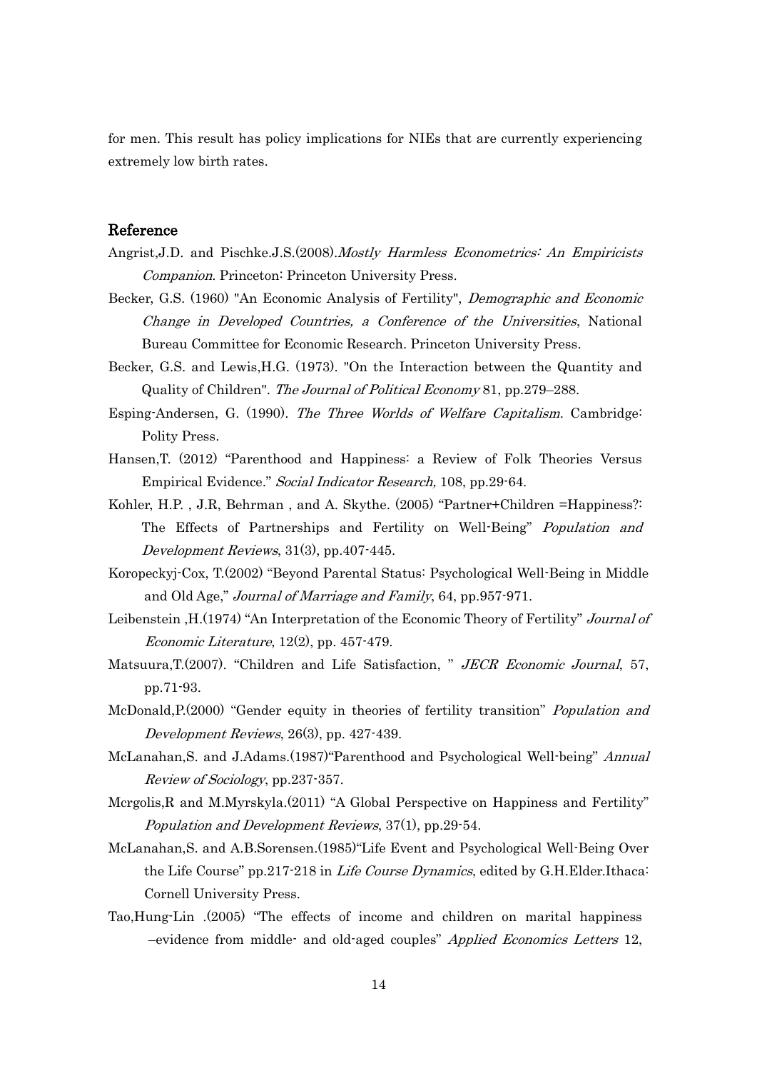for men. This result has policy implications for NIEs that are currently experiencing extremely low birth rates.

## Reference

Angrist,J.D. and Pischke.J.S.(2008).*Mostly Harmless Econometrics: An Empiricists Companion*. Princeton: Princeton University Press.

Becker, G.S. (1960) "An Economic Analysis of Fertility", *Demographic and Economic Change in Developed Countries, a Conference of the Universities*, National Bureau Committee for Economic Research. Princeton University Press.

Becker, G.S. and Lewis,H.G. (1973). "On the Interaction between the Quantity and Quality of Children". *The Journal of Political Economy* 81, pp.279–288.

Esping-Andersen, G. (1990). *The Three Worlds of Welfare Capitalism*. Cambridge: Polity Press.

Hansen,T. (2012) "Parenthood and Happiness: a Review of Folk Theories Versus Empirical Evidence." *Social Indicator Research,* 108, pp.29-64.

Kohler, H.P. , J.R, Behrman , and A. Skythe. (2005) "Partner+Children =Happiness?: The Effects of Partnerships and Fertility on Well-Being" *Population and Development Reviews*, 31(3), pp.407-445.

Koropeckyj-Cox, T.(2002) "Beyond Parental Status: Psychological Well-Being in Middle and Old Age," *Journal of Marriage and Family*, 64, pp.957-971.

Leibenstein ,H.(1974) "An Interpretation of the Economic Theory of Fertility" *Journal of Economic Literature*, 12(2), pp. 457-479.

Matsuura,T.(2007). "Children and Life Satisfaction, " *JECR Economic Journal*, 57, pp.71-93.

McDonald,P.(2000) "Gender equity in theories of fertility transition" *Population and Development Reviews*, 26(3), pp. 427-439.

McLanahan,S. and J.Adams.(1987)"Parenthood and Psychological Well-being" *Annual Review of Sociology*, pp.237-357.

Mcrgolis,R and M.Myrskyla.(2011) "A Global Perspective on Happiness and Fertility" *Population and Development Reviews*, 37(1), pp.29-54.

McLanahan,S. and A.B.Sorensen.(1985)"Life Event and Psychological Well-Being Over the Life Course" pp.217-218 in *Life Course Dynamics*, edited by G.H.Elder.Ithaca: Cornell University Press.

Tao,Hung-Lin .(2005) "The effects of income and children on marital happiness –evidence from middle- and old-aged couples" *Applied Economics Letters* 12,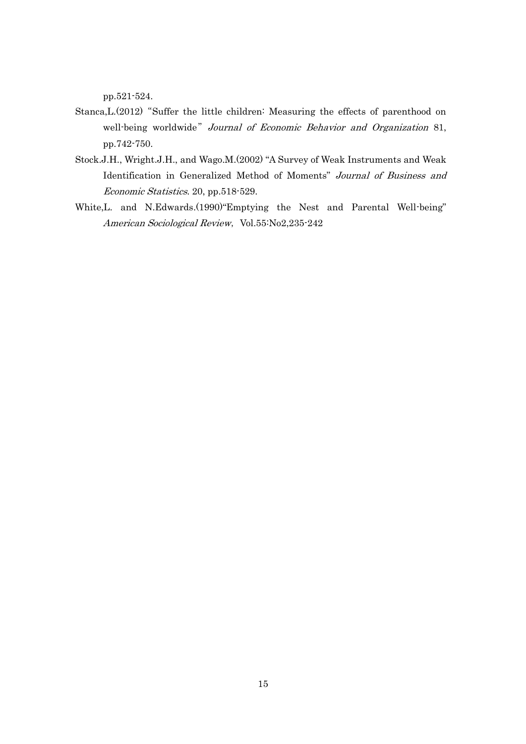pp.521-524.

Stanca,L.(2012) "Suffer the little children: Measuring the effects of parenthood on well-being worldwide" *Journal of Economic Behavior and Organization* 81, pp.742-750.

Stock.J.H., Wright.J.H., and Wago.M.(2002) "A Survey of Weak Instruments and Weak Identification in Generalized Method of Moments" *Journal of Business and Economic Statistics*. 20, pp.518-529.

White,L. and N.Edwards.(1990)"Emptying the Nest and Parental Well-being" *American Sociological Review*, Vol.55:No2,235-242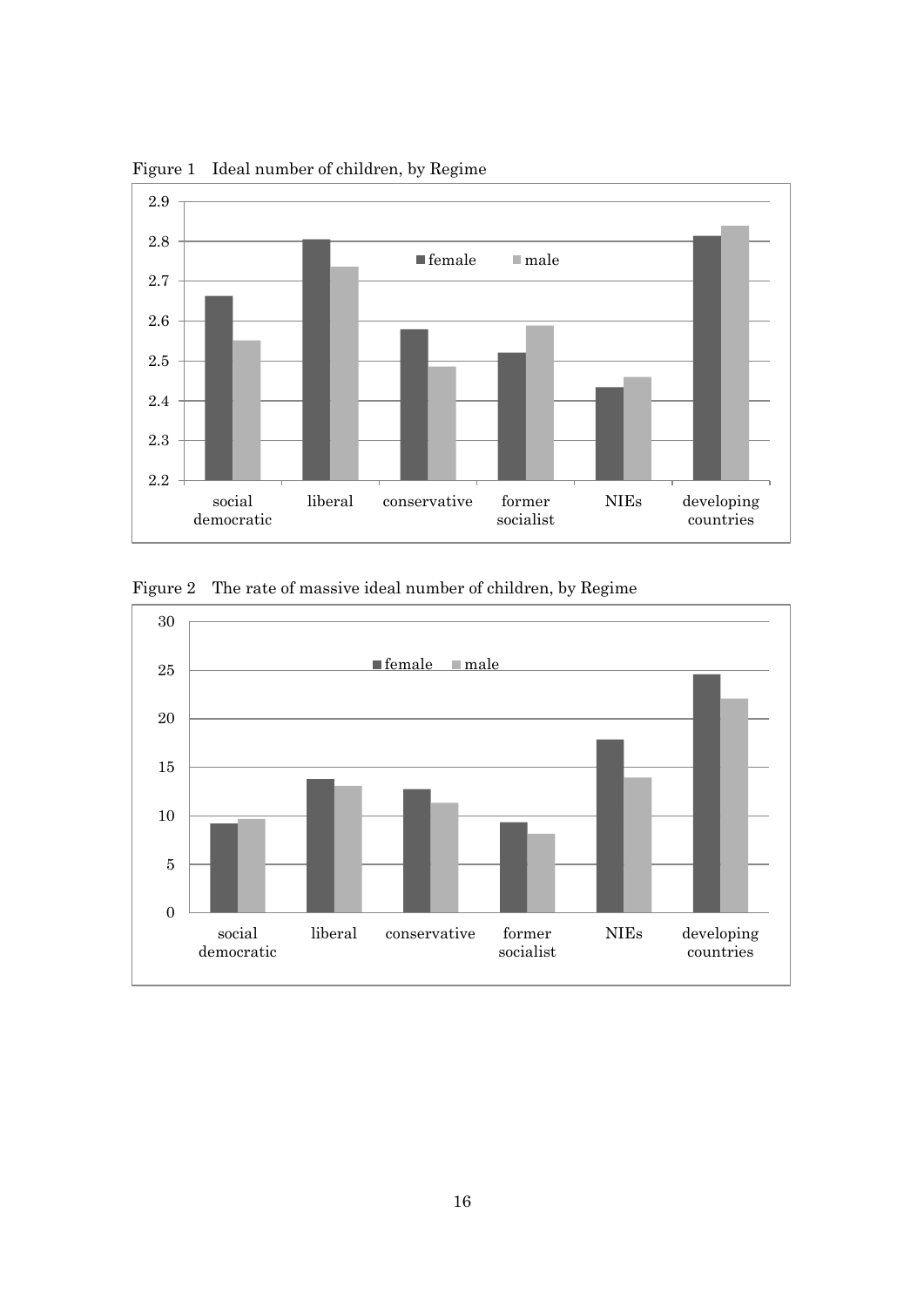Figure 1　Ideal number of children, by Regime

Figure 2　The rate of massive ideal number of children, by Regime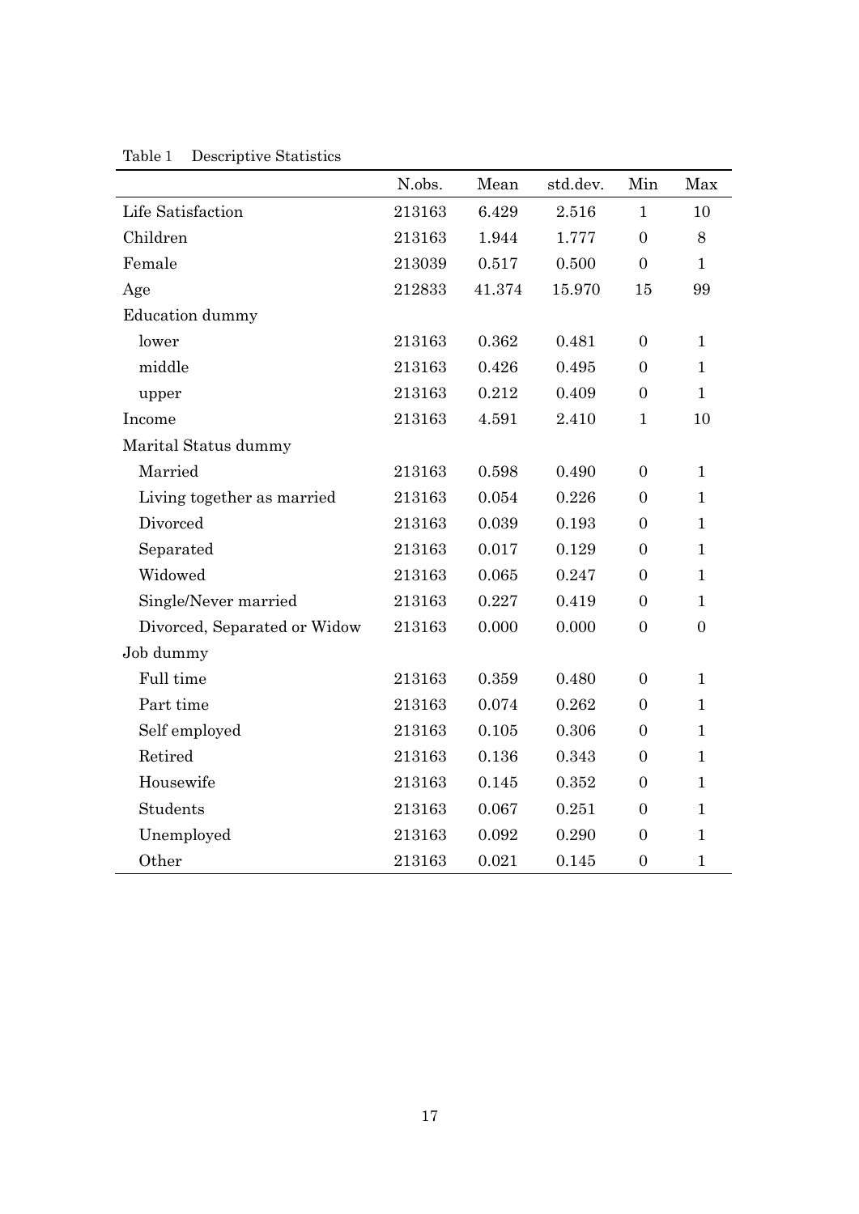Table 1　Descriptive Statistics

| | N.obs. | Mean | std.dev. | Min | Max |
|---|---|---|---|---|---|
| Life Satisfaction | 213163 | 6.429 | 2.516 | 1 | 10 |
| Children | 213163 | 1.944 | 1.777 | 0 | 8 |
| Female | 213039 | 0.517 | 0.500 | 0 | 1 |
| Age | 212833 | 41.374 | 15.970 | 15 | 99 |
| Education dummy | | | | | |
| lower | 213163 | 0.362 | 0.481 | 0 | 1 |
| middle | 213163 | 0.426 | 0.495 | 0 | 1 |
| upper | 213163 | 0.212 | 0.409 | 0 | 1 |
| Income | 213163 | 4.591 | 2.410 | 1 | 10 |
| Marital Status dummy | | | | | |
| Married | 213163 | 0.598 | 0.490 | 0 | 1 |
| Living together as married | 213163 | 0.054 | 0.226 | 0 | 1 |
| Divorced | 213163 | 0.039 | 0.193 | 0 | 1 |
| Separated | 213163 | 0.017 | 0.129 | 0 | 1 |
| Widowed | 213163 | 0.065 | 0.247 | 0 | 1 |
| Single/Never married | 213163 | 0.227 | 0.419 | 0 | 1 |
| Divorced, Separated or Widow | 213163 | 0.000 | 0.000 | 0 | 0 |
| Job dummy | | | | | |
| Full time | 213163 | 0.359 | 0.480 | 0 | 1 |
| Part time | 213163 | 0.074 | 0.262 | 0 | 1 |
| Self employed | 213163 | 0.105 | 0.306 | 0 | 1 |
| Retired | 213163 | 0.136 | 0.343 | 0 | 1 |
| Housewife | 213163 | 0.145 | 0.352 | 0 | 1 |
| Students | 213163 | 0.067 | 0.251 | 0 | 1 |
| Unemployed | 213163 | 0.092 | 0.290 | 0 | 1 |
| Other | 213163 | 0.021 | 0.145 | 0 | 1 |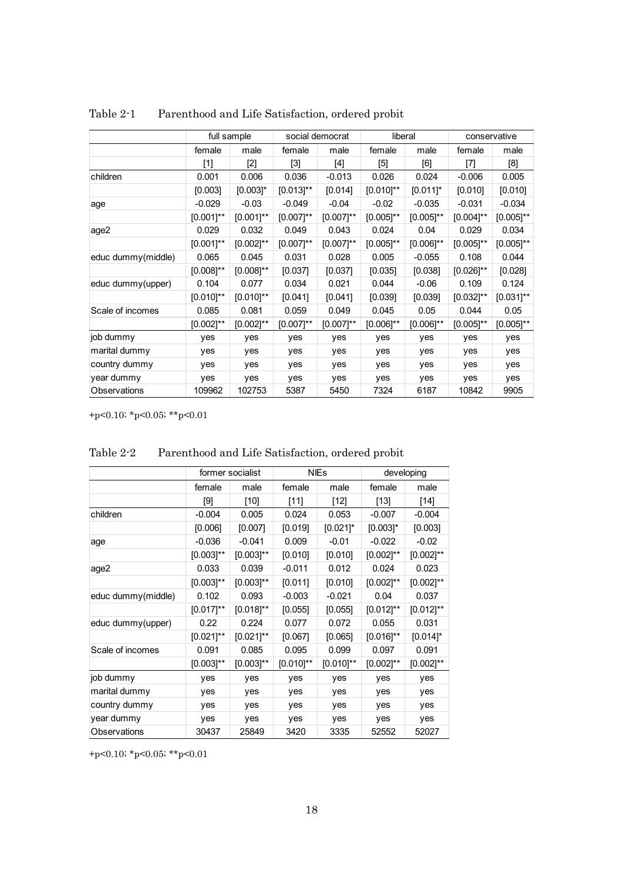Table 2-1 Parenthood and Life Satisfaction, ordered probit

| | full sample | | social democrat | | liberal | | conservative | |
|---|---|---|---|---|---|---|---|---|
| | female | male | female | male | female | male | female | male |
| | [1] | [2] | [3] | [4] | [5] | [6] | [7] | [8] |
| children | 0.001 | 0.006 | 0.036 | -0.013 | 0.026 | 0.024 | -0.006 | 0.005 |
| | [0.003] | [0.003]* | [0.013]** | [0.014] | [0.010]** | [0.011]* | [0.010] | [0.010] |
| age | -0.029 | -0.03 | -0.049 | -0.04 | -0.02 | -0.035 | -0.031 | -0.034 |
| | [0.001]** | [0.001]** | [0.007]** | [0.007]** | [0.005]** | [0.005]** | [0.004]** | [0.005]** |
| age2 | 0.029 | 0.032 | 0.049 | 0.043 | 0.024 | 0.04 | 0.029 | 0.034 |
| | [0.001]** | [0.002]** | [0.007]** | [0.007]** | [0.005]** | [0.006]** | [0.005]** | [0.005]** |
| educ dummy(middle) | 0.065 | 0.045 | 0.031 | 0.028 | 0.005 | -0.055 | 0.108 | 0.044 |
| | [0.008]** | [0.008]** | [0.037] | [0.037] | [0.035] | [0.038] | [0.026]** | [0.028] |
| educ dummy(upper) | 0.104 | 0.077 | 0.034 | 0.021 | 0.044 | -0.06 | 0.109 | 0.124 |
| | [0.010]** | [0.010]** | [0.041] | [0.041] | [0.039] | [0.039] | [0.032]** | [0.031]** |
| Scale of incomes | 0.085 | 0.081 | 0.059 | 0.049 | 0.045 | 0.05 | 0.044 | 0.05 |
| | [0.002]** | [0.002]** | [0.007]** | [0.007]** | [0.006]** | [0.006]** | [0.005]** | [0.005]** |
| job dummy | yes | yes | yes | yes | yes | yes | yes | yes |
| marital dummy | yes | yes | yes | yes | yes | yes | yes | yes |
| country dummy | yes | yes | yes | yes | yes | yes | yes | yes |
| year dummy | yes | yes | yes | yes | yes | yes | yes | yes |
| Observations | 109962 | 102753 | 5387 | 5450 | 7324 | 6187 | 10842 | 9905 |

+p<0.10; *p<0.05; **p<0.01

Table 2-2 Parenthood and Life Satisfaction, ordered probit

| | former socialist | | NIEs | | developing | |
|---|---|---|---|---|---|---|
| | female | male | female | male | female | male |
| | [9] | [10] | [11] | [12] | [13] | [14] |
| children | -0.004 | 0.005 | 0.024 | 0.053 | -0.007 | -0.004 |
| | [0.006] | [0.007] | [0.019] | [0.021]* | [0.003]* | [0.003] |
| age | -0.036 | -0.041 | 0.009 | -0.01 | -0.022 | -0.02 |
| | [0.003]** | [0.003]** | [0.010] | [0.010] | [0.002]** | [0.002]** |
| age2 | 0.033 | 0.039 | -0.011 | 0.012 | 0.024 | 0.023 |
| | [0.003]** | [0.003]** | [0.011] | [0.010] | [0.002]** | [0.002]** |
| educ dummy(middle) | 0.102 | 0.093 | -0.003 | -0.021 | 0.04 | 0.037 |
| | [0.017]** | [0.018]** | [0.055] | [0.055] | [0.012]** | [0.012]** |
| educ dummy(upper) | 0.22 | 0.224 | 0.077 | 0.072 | 0.055 | 0.031 |
| | [0.021]** | [0.021]** | [0.067] | [0.065] | [0.016]** | [0.014]* |
| Scale of incomes | 0.091 | 0.085 | 0.095 | 0.099 | 0.097 | 0.091 |
| | [0.003]** | [0.003]** | [0.010]** | [0.010]** | [0.002]** | [0.002]** |
| job dummy | yes | yes | yes | yes | yes | yes |
| marital dummy | yes | yes | yes | yes | yes | yes |
| country dummy | yes | yes | yes | yes | yes | yes |
| year dummy | yes | yes | yes | yes | yes | yes |
| Observations | 30437 | 25849 | 3420 | 3335 | 52552 | 52027 |

+p<0.10; *p<0.05; **p<0.01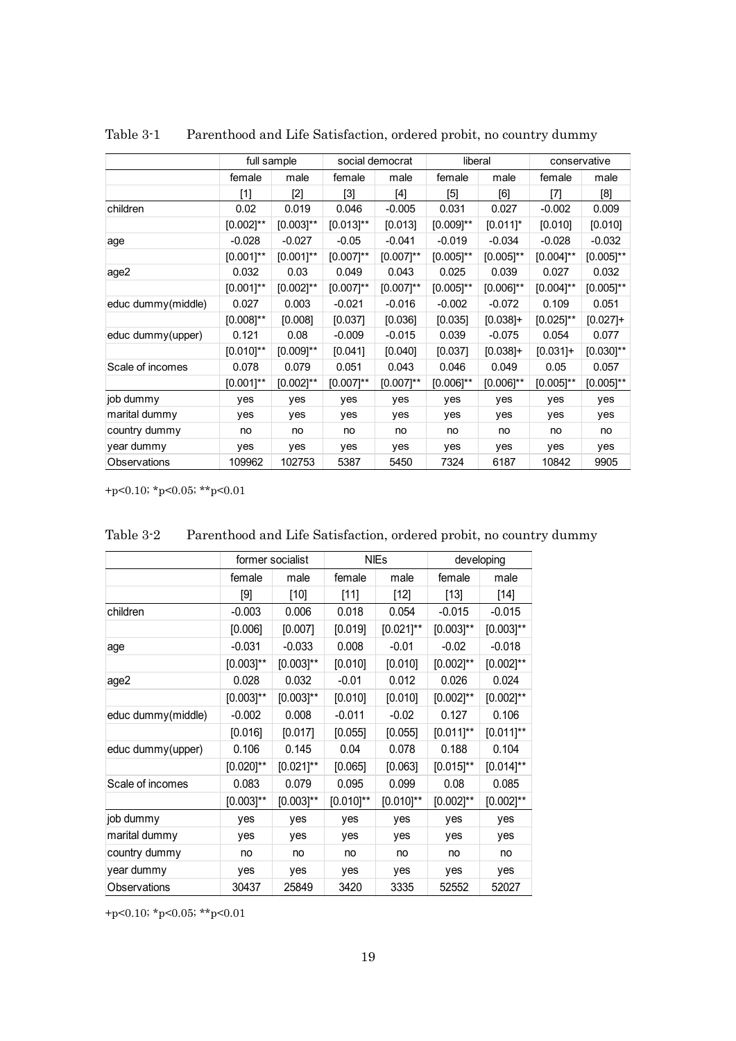Table 3-1　Parenthood and Life Satisfaction, ordered probit, no country dummy

| | full sample | | social democrat | | liberal | | conservative | |
|---|---|---|---|---|---|---|---|---|
| | female | male | female | male | female | male | female | male |
| | [1] | [2] | [3] | [4] | [5] | [6] | [7] | [8] |
| children | 0.02 | 0.019 | 0.046 | -0.005 | 0.031 | 0.027 | -0.002 | 0.009 |
| | [0.002]** | [0.003]** | [0.013]** | [0.013] | [0.009]** | [0.011]* | [0.010] | [0.010] |
| age | -0.028 | -0.027 | -0.05 | -0.041 | -0.019 | -0.034 | -0.028 | -0.032 |
| | [0.001]** | [0.001]** | [0.007]** | [0.007]** | [0.005]** | [0.005]** | [0.004]** | [0.005]** |
| age2 | 0.032 | 0.03 | 0.049 | 0.043 | 0.025 | 0.039 | 0.027 | 0.032 |
| | [0.001]** | [0.002]** | [0.007]** | [0.007]** | [0.005]** | [0.006]** | [0.004]** | [0.005]** |
| educ dummy(middle) | 0.027 | 0.003 | -0.021 | -0.016 | -0.002 | -0.072 | 0.109 | 0.051 |
| | [0.008]** | [0.008] | [0.037] | [0.036] | [0.035] | [0.038]+ | [0.025]** | [0.027]+ |
| educ dummy(upper) | 0.121 | 0.08 | -0.009 | -0.015 | 0.039 | -0.075 | 0.054 | 0.077 |
| | [0.010]** | [0.009]** | [0.041] | [0.040] | [0.037] | [0.038]+ | [0.031]+ | [0.030]** |
| Scale of incomes | 0.078 | 0.079 | 0.051 | 0.043 | 0.046 | 0.049 | 0.05 | 0.057 |
| | [0.001]** | [0.002]** | [0.007]** | [0.007]** | [0.006]** | [0.006]** | [0.005]** | [0.005]** |
| job dummy | yes | yes | yes | yes | yes | yes | yes | yes |
| marital dummy | yes | yes | yes | yes | yes | yes | yes | yes |
| country dummy | no | no | no | no | no | no | no | no |
| year dummy | yes | yes | yes | yes | yes | yes | yes | yes |
| Observations | 109962 | 102753 | 5387 | 5450 | 7324 | 6187 | 10842 | 9905 |

+p<0.10; *p<0.05; **p<0.01

Table 3-2　Parenthood and Life Satisfaction, ordered probit, no country dummy

| | former socialist | | NIEs | | developing | |
|---|---|---|---|---|---|---|
| | female | male | female | male | female | male |
| | [9] | [10] | [11] | [12] | [13] | [14] |
| children | -0.003 | 0.006 | 0.018 | 0.054 | -0.015 | -0.015 |
| | [0.006] | [0.007] | [0.019] | [0.021]** | [0.003]** | [0.003]** |
| age | -0.031 | -0.033 | 0.008 | -0.01 | -0.02 | -0.018 |
| | [0.003]** | [0.003]** | [0.010] | [0.010] | [0.002]** | [0.002]** |
| age2 | 0.028 | 0.032 | -0.01 | 0.012 | 0.026 | 0.024 |
| | [0.003]** | [0.003]** | [0.010] | [0.010] | [0.002]** | [0.002]** |
| educ dummy(middle) | -0.002 | 0.008 | -0.011 | -0.02 | 0.127 | 0.106 |
| | [0.016] | [0.017] | [0.055] | [0.055] | [0.011]** | [0.011]** |
| educ dummy(upper) | 0.106 | 0.145 | 0.04 | 0.078 | 0.188 | 0.104 |
| | [0.020]** | [0.021]** | [0.065] | [0.063] | [0.015]** | [0.014]** |
| Scale of incomes | 0.083 | 0.079 | 0.095 | 0.099 | 0.08 | 0.085 |
| | [0.003]** | [0.003]** | [0.010]** | [0.010]** | [0.002]** | [0.002]** |
| job dummy | yes | yes | yes | yes | yes | yes |
| marital dummy | yes | yes | yes | yes | yes | yes |
| country dummy | no | no | no | no | no | no |
| year dummy | yes | yes | yes | yes | yes | yes |
| Observations | 30437 | 25849 | 3420 | 3335 | 52552 | 52027 |

+p<0.10; *p<0.05; **p<0.01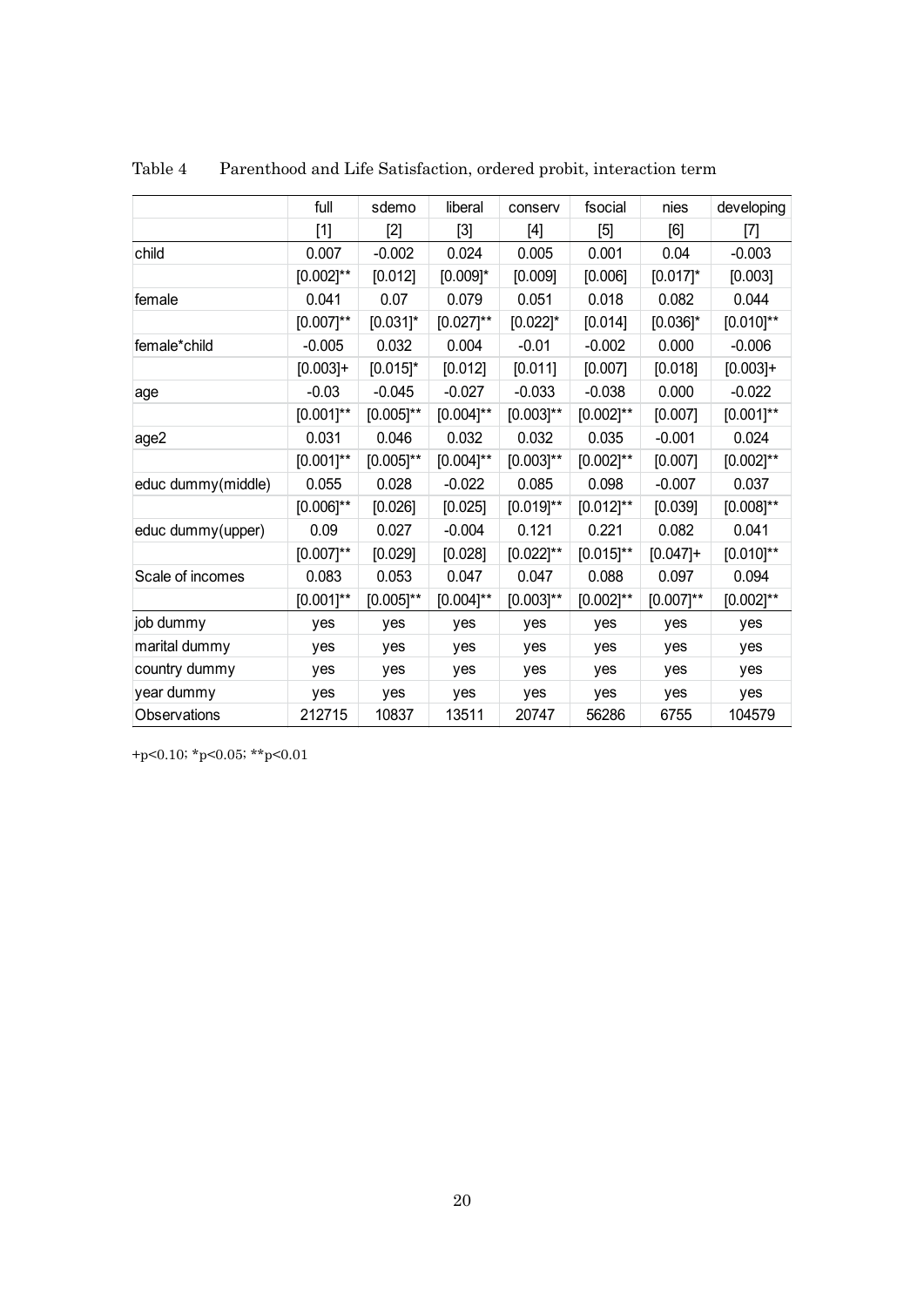Table 4　Parenthood and Life Satisfaction, ordered probit, interaction term

| | full | sdemo | liberal | conserv | fsocial | nies | developing |
|---|---|---|---|---|---|---|---|
| | [1] | [2] | [3] | [4] | [5] | [6] | [7] |
| child | 0.007 | -0.002 | 0.024 | 0.005 | 0.001 | 0.04 | -0.003 |
| | [0.002]** | [0.012] | [0.009]* | [0.009] | [0.006] | [0.017]* | [0.003] |
| female | 0.041 | 0.07 | 0.079 | 0.051 | 0.018 | 0.082 | 0.044 |
| | [0.007]** | [0.031]* | [0.027]** | [0.022]* | [0.014] | [0.036]* | [0.010]** |
| female*child | -0.005 | 0.032 | 0.004 | -0.01 | -0.002 | 0.000 | -0.006 |
| | [0.003]+ | [0.015]* | [0.012] | [0.011] | [0.007] | [0.018] | [0.003]+ |
| age | -0.03 | -0.045 | -0.027 | -0.033 | -0.038 | 0.000 | -0.022 |
| | [0.001]** | [0.005]** | [0.004]** | [0.003]** | [0.002]** | [0.007] | [0.001]** |
| age2 | 0.031 | 0.046 | 0.032 | 0.032 | 0.035 | -0.001 | 0.024 |
| | [0.001]** | [0.005]** | [0.004]** | [0.003]** | [0.002]** | [0.007] | [0.002]** |
| educ dummy(middle) | 0.055 | 0.028 | -0.022 | 0.085 | 0.098 | -0.007 | 0.037 |
| | [0.006]** | [0.026] | [0.025] | [0.019]** | [0.012]** | [0.039] | [0.008]** |
| educ dummy(upper) | 0.09 | 0.027 | -0.004 | 0.121 | 0.221 | 0.082 | 0.041 |
| | [0.007]** | [0.029] | [0.028] | [0.022]** | [0.015]** | [0.047]+ | [0.010]** |
| Scale of incomes | 0.083 | 0.053 | 0.047 | 0.047 | 0.088 | 0.097 | 0.094 |
| | [0.001]** | [0.005]** | [0.004]** | [0.003]** | [0.002]** | [0.007]** | [0.002]** |
| job dummy | yes | yes | yes | yes | yes | yes | yes |
| marital dummy | yes | yes | yes | yes | yes | yes | yes |
| country dummy | yes | yes | yes | yes | yes | yes | yes |
| year dummy | yes | yes | yes | yes | yes | yes | yes |
| Observations | 212715 | 10837 | 13511 | 20747 | 56286 | 6755 | 104579 |

+p<0.10; *p<0.05; **p<0.01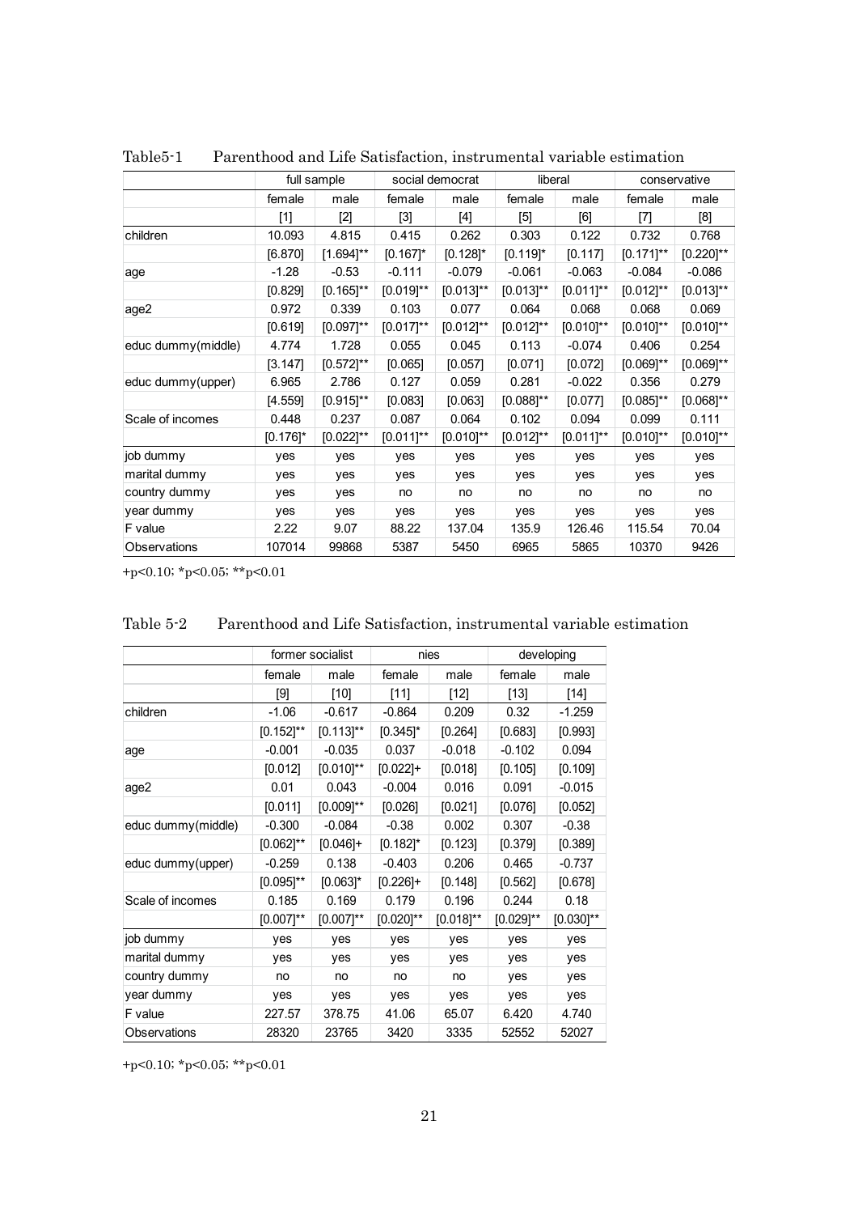Table5-1　　Parenthood and Life Satisfaction, instrumental variable estimation

| | full sample | | social democrat | | liberal | | conservative | |
|---|---|---|---|---|---|---|---|---|
| | female | male | female | male | female | male | female | male |
| | [1] | [2] | [3] | [4] | [5] | [6] | [7] | [8] |
| children | 10.093 | 4.815 | 0.415 | 0.262 | 0.303 | 0.122 | 0.732 | 0.768 |
| | [6.870] | [1.694]** | [0.167]* | [0.128]* | [0.119]* | [0.117] | [0.171]** | [0.220]** |
| age | -1.28 | -0.53 | -0.111 | -0.079 | -0.061 | -0.063 | -0.084 | -0.086 |
| | [0.829] | [0.165]** | [0.019]** | [0.013]** | [0.013]** | [0.011]** | [0.012]** | [0.013]** |
| age2 | 0.972 | 0.339 | 0.103 | 0.077 | 0.064 | 0.068 | 0.068 | 0.069 |
| | [0.619] | [0.097]** | [0.017]** | [0.012]** | [0.012]** | [0.010]** | [0.010]** | [0.010]** |
| educ dummy(middle) | 4.774 | 1.728 | 0.055 | 0.045 | 0.113 | -0.074 | 0.406 | 0.254 |
| | [3.147] | [0.572]** | [0.065] | [0.057] | [0.071] | [0.072] | [0.069]** | [0.069]** |
| educ dummy(upper) | 6.965 | 2.786 | 0.127 | 0.059 | 0.281 | -0.022 | 0.356 | 0.279 |
| | [4.559] | [0.915]** | [0.083] | [0.063] | [0.088]** | [0.077] | [0.085]** | [0.068]** |
| Scale of incomes | 0.448 | 0.237 | 0.087 | 0.064 | 0.102 | 0.094 | 0.099 | 0.111 |
| | [0.176]* | [0.022]** | [0.011]** | [0.010]** | [0.012]** | [0.011]** | [0.010]** | [0.010]** |
| job dummy | yes | yes | yes | yes | yes | yes | yes | yes |
| marital dummy | yes | yes | yes | yes | yes | yes | yes | yes |
| country dummy | yes | yes | no | no | no | no | no | no |
| year dummy | yes | yes | yes | yes | yes | yes | yes | yes |
| F value | 2.22 | 9.07 | 88.22 | 137.04 | 135.9 | 126.46 | 115.54 | 70.04 |
| Observations | 107014 | 99868 | 5387 | 5450 | 6965 | 5865 | 10370 | 9426 |

+p<0.10; *p<0.05; **p<0.01

Table 5-2　　Parenthood and Life Satisfaction, instrumental variable estimation

| | former socialist | | nies | | developing | |
|---|---|---|---|---|---|---|
| | female | male | female | male | female | male |
| | [9] | [10] | [11] | [12] | [13] | [14] |
| children | -1.06 | -0.617 | -0.864 | 0.209 | 0.32 | -1.259 |
| | [0.152]** | [0.113]** | [0.345]* | [0.264] | [0.683] | [0.993] |
| age | -0.001 | -0.035 | 0.037 | -0.018 | -0.102 | 0.094 |
| | [0.012] | [0.010]** | [0.022]+ | [0.018] | [0.105] | [0.109] |
| age2 | 0.01 | 0.043 | -0.004 | 0.016 | 0.091 | -0.015 |
| | [0.011] | [0.009]** | [0.026] | [0.021] | [0.076] | [0.052] |
| educ dummy(middle) | -0.300 | -0.084 | -0.38 | 0.002 | 0.307 | -0.38 |
| | [0.062]** | [0.046]+ | [0.182]* | [0.123] | [0.379] | [0.389] |
| educ dummy(upper) | -0.259 | 0.138 | -0.403 | 0.206 | 0.465 | -0.737 |
| | [0.095]** | [0.063]* | [0.226]+ | [0.148] | [0.562] | [0.678] |
| Scale of incomes | 0.185 | 0.169 | 0.179 | 0.196 | 0.244 | 0.18 |
| | [0.007]** | [0.007]** | [0.020]** | [0.018]** | [0.029]** | [0.030]** |
| job dummy | yes | yes | yes | yes | yes | yes |
| marital dummy | yes | yes | yes | yes | yes | yes |
| country dummy | no | no | no | no | yes | yes |
| year dummy | yes | yes | yes | yes | yes | yes |
| F value | 227.57 | 378.75 | 41.06 | 65.07 | 6.420 | 4.740 |
| Observations | 28320 | 23765 | 3420 | 3335 | 52552 | 52027 |

+p<0.10; *p<0.05; **p<0.01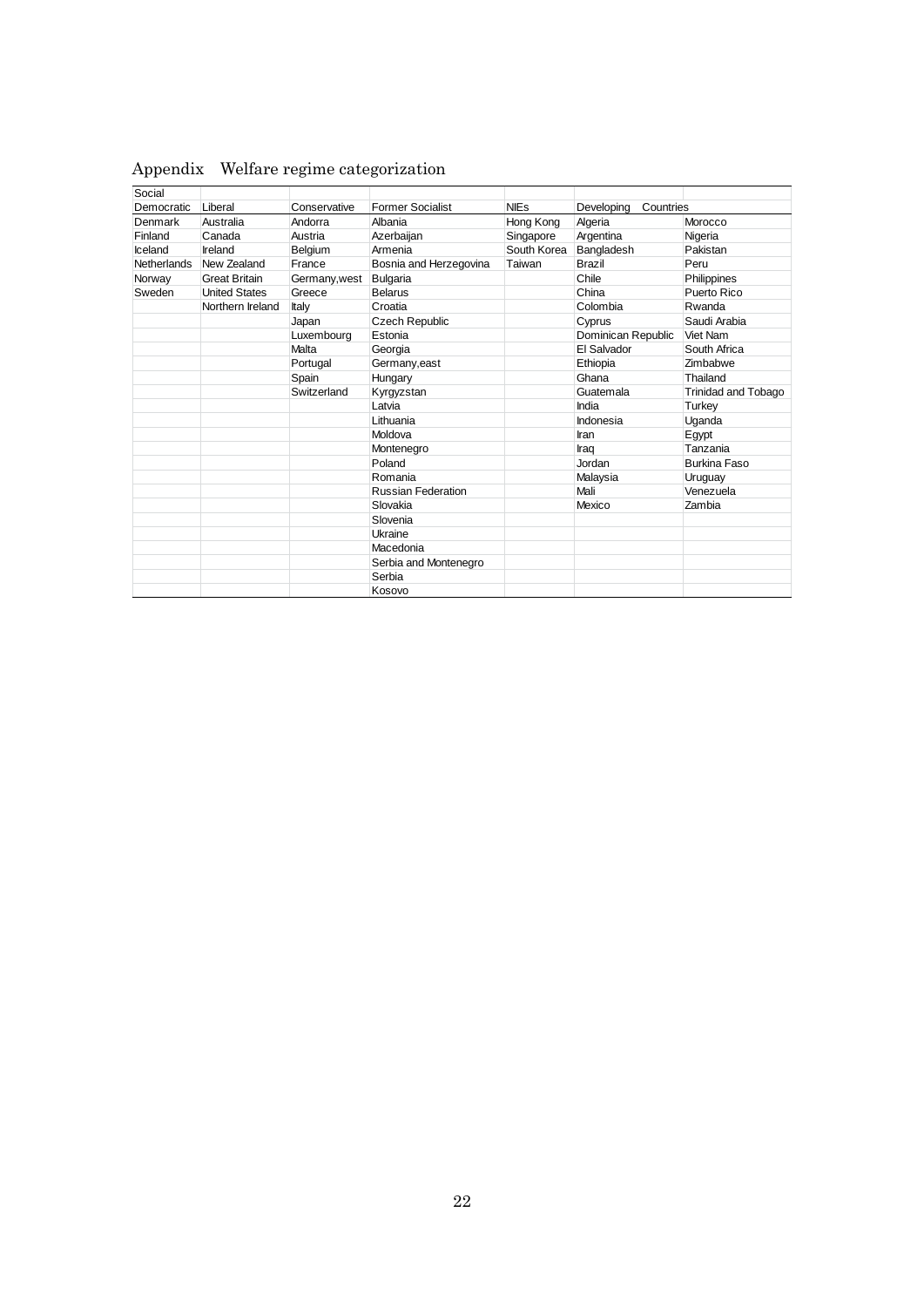Appendix　Welfare regime categorization

| Social Democratic | Liberal | Conservative | Former Socialist | NIEs | Developing Countries | |
|---|---|---|---|---|---|---|
| Denmark | Australia | Andorra | Albania | Hong Kong | Algeria | Morocco |
| Finland | Canada | Austria | Azerbaijan | Singapore | Argentina | Nigeria |
| Iceland | Ireland | Belgium | Armenia | South Korea | Bangladesh | Pakistan |
| Netherlands | New Zealand | France | Bosnia and Herzegovina | Taiwan | Brazil | Peru |
| Norway | Great Britain | Germany,west | Bulgaria | | Chile | Philippines |
| Sweden | United States | Greece | Belarus | | China | Puerto Rico |
| | Northern Ireland | Italy | Croatia | | Colombia | Rwanda |
| | | Japan | Czech Republic | | Cyprus | Saudi Arabia |
| | | Luxembourg | Estonia | | Dominican Republic | Viet Nam |
| | | Malta | Georgia | | El Salvador | South Africa |
| | | Portugal | Germany,east | | Ethiopia | Zimbabwe |
| | | Spain | Hungary | | Ghana | Thailand |
| | | Switzerland | Kyrgyzstan | | Guatemala | Trinidad and Tobago |
| | | | Latvia | | India | Turkey |
| | | | Lithuania | | Indonesia | Uganda |
| | | | Moldova | | Iran | Egypt |
| | | | Montenegro | | Iraq | Tanzania |
| | | | Poland | | Jordan | Burkina Faso |
| | | | Romania | | Malaysia | Uruguay |
| | | | Russian Federation | | Mali | Venezuela |
| | | | Slovakia | | Mexico | Zambia |
| | | | Slovenia | | | |
| | | | Ukraine | | | |
| | | | Macedonia | | | |
| | | | Serbia and Montenegro | | | |
| | | | Serbia | | | |
| | | | Kosovo | | | |